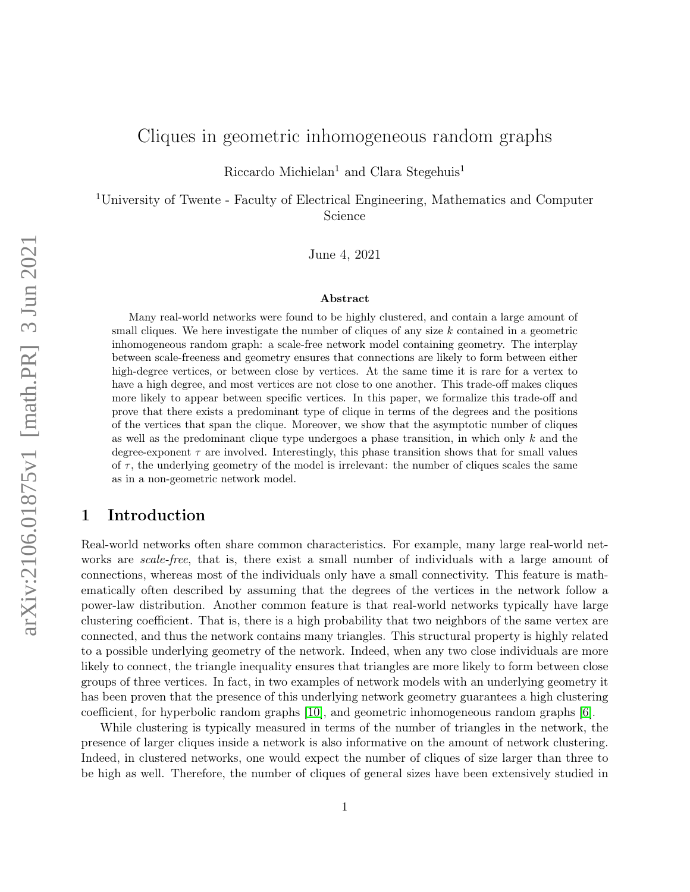# Cliques in geometric inhomogeneous random graphs

Riccardo Michielan[1] and Clara Stegehuis[1]

[1]University of Twente - Faculty of Electrical Engineering, Mathematics and Computer Science

June 4, 2021

### Abstract

Many real-world networks were found to be highly clustered, and contain a large amount of small cliques. We here investigate the number of cliques of any size $k$ contained in a geometric inhomogeneous random graph: a scale-free network model containing geometry. The interplay between scale-freeness and geometry ensures that connections are likely to form between either high-degree vertices, or between close by vertices. At the same time it is rare for a vertex to have a high degree, and most vertices are not close to one another. This trade-off makes cliques more likely to appear between specific vertices. In this paper, we formalize this trade-off and prove that there exists a predominant type of clique in terms of the degrees and the positions of the vertices that span the clique. Moreover, we show that the asymptotic number of cliques as well as the predominant clique type undergoes a phase transition, in which only $k$ and the degree-exponent $\tau$ are involved. Interestingly, this phase transition shows that for small values of $\tau$, the underlying geometry of the model is irrelevant: the number of cliques scales the same as in a non-geometric network model.

## 1 Introduction

Real-world networks often share common characteristics. For example, many large real-world networks are *scale-free*, that is, there exist a small number of individuals with a large amount of connections, whereas most of the individuals only have a small connectivity. This feature is mathematically often described by assuming that the degrees of the vertices in the network follow a power-law distribution. Another common feature is that real-world networks typically have large clustering coefficient. That is, there is a high probability that two neighbors of the same vertex are connected, and thus the network contains many triangles. This structural property is highly related to a possible underlying geometry of the network. Indeed, when any two close individuals are more likely to connect, the triangle inequality ensures that triangles are more likely to form between close groups of three vertices. In fact, in two examples of network models with an underlying geometry it has been proven that the presence of this underlying network geometry guarantees a high clustering coefficient, for hyperbolic random graphs [10], and geometric inhomogeneous random graphs [6].

While clustering is typically measured in terms of the number of triangles in the network, the presence of larger cliques inside a network is also informative on the amount of network clustering. Indeed, in clustered networks, one would expect the number of cliques of size larger than three to be high as well. Therefore, the number of cliques of general sizes have been extensively studied in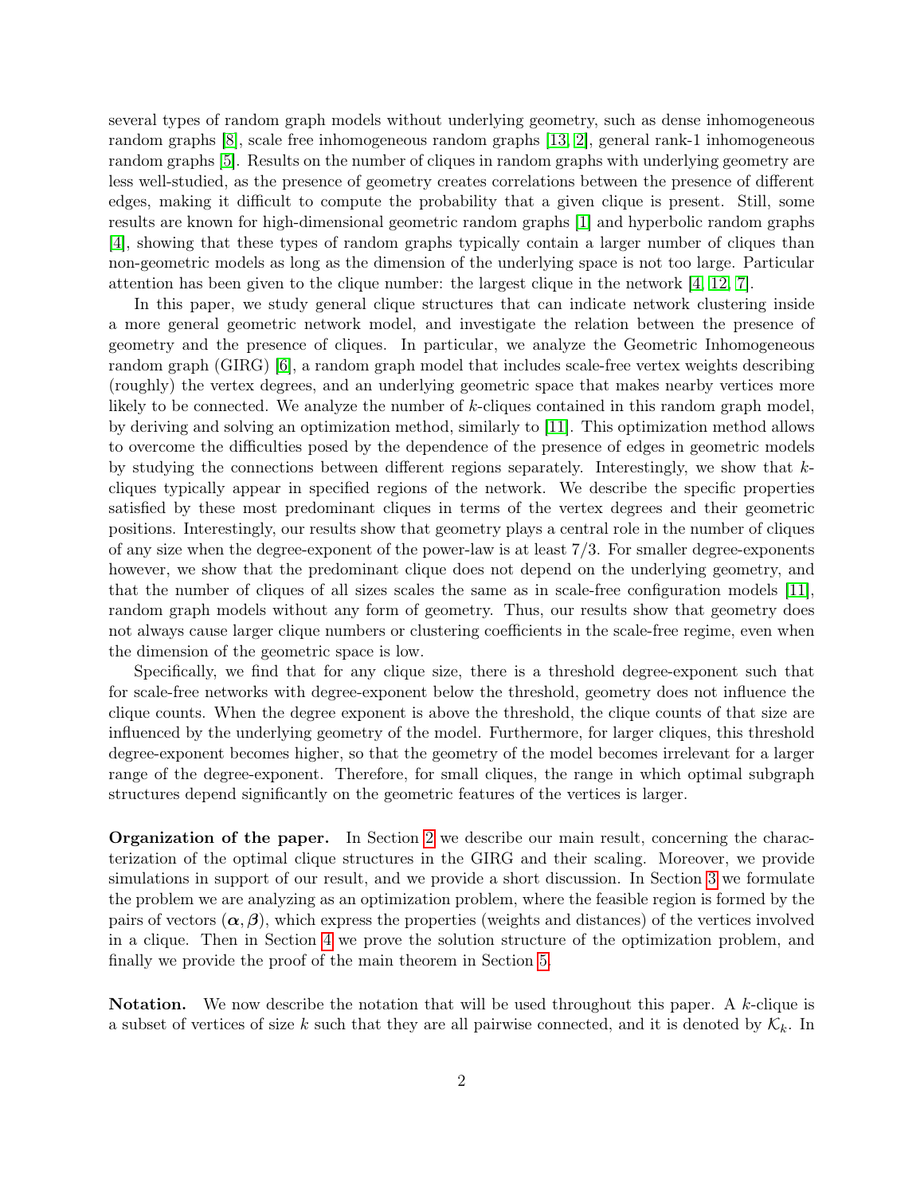several types of random graph models without underlying geometry, such as dense inhomogeneous random graphs [8], scale free inhomogeneous random graphs [13, 2], general rank-1 inhomogeneous random graphs [5]. Results on the number of cliques in random graphs with underlying geometry are less well-studied, as the presence of geometry creates correlations between the presence of different edges, making it difficult to compute the probability that a given clique is present. Still, some results are known for high-dimensional geometric random graphs [1] and hyperbolic random graphs [4], showing that these types of random graphs typically contain a larger number of cliques than non-geometric models as long as the dimension of the underlying space is not too large. Particular attention has been given to the clique number: the largest clique in the network [4, 12, 7].

In this paper, we study general clique structures that can indicate network clustering inside a more general geometric network model, and investigate the relation between the presence of geometry and the presence of cliques. In particular, we analyze the Geometric Inhomogeneous random graph (GIRG) [6], a random graph model that includes scale-free vertex weights describing (roughly) the vertex degrees, and an underlying geometric space that makes nearby vertices more likely to be connected. We analyze the number of $k$-cliques contained in this random graph model, by deriving and solving an optimization method, similarly to [11]. This optimization method allows to overcome the difficulties posed by the dependence of the presence of edges in geometric models by studying the connections between different regions separately. Interestingly, we show that $k$-cliques typically appear in specified regions of the network. We describe the specific properties satisfied by these most predominant cliques in terms of the vertex degrees and their geometric positions. Interestingly, our results show that geometry plays a central role in the number of cliques of any size when the degree-exponent of the power-law is at least $7/3$. For smaller degree-exponents however, we show that the predominant clique does not depend on the underlying geometry, and that the number of cliques of all sizes scales the same as in scale-free configuration models [11], random graph models without any form of geometry. Thus, our results show that geometry does not always cause larger clique numbers or clustering coefficients in the scale-free regime, even when the dimension of the geometric space is low.

Specifically, we find that for any clique size, there is a threshold degree-exponent such that for scale-free networks with degree-exponent below the threshold, geometry does not influence the clique counts. When the degree exponent is above the threshold, the clique counts of that size are influenced by the underlying geometry of the model. Furthermore, for larger cliques, this threshold degree-exponent becomes higher, so that the geometry of the model becomes irrelevant for a larger range of the degree-exponent. Therefore, for small cliques, the range in which optimal subgraph structures depend significantly on the geometric features of the vertices is larger.

**Organization of the paper.** In Section 2 we describe our main result, concerning the characterization of the optimal clique structures in the GIRG and their scaling. Moreover, we provide simulations in support of our result, and we provide a short discussion. In Section 3 we formulate the problem we are analyzing as an optimization problem, where the feasible region is formed by the pairs of vectors $(\boldsymbol{\alpha}, \boldsymbol{\beta})$, which express the properties (weights and distances) of the vertices involved in a clique. Then in Section 4 we prove the solution structure of the optimization problem, and finally we provide the proof of the main theorem in Section 5.

**Notation.** We now describe the notation that will be used throughout this paper. A $k$-clique is a subset of vertices of size $k$ such that they are all pairwise connected, and it is denoted by $\mathcal{K}_k$. In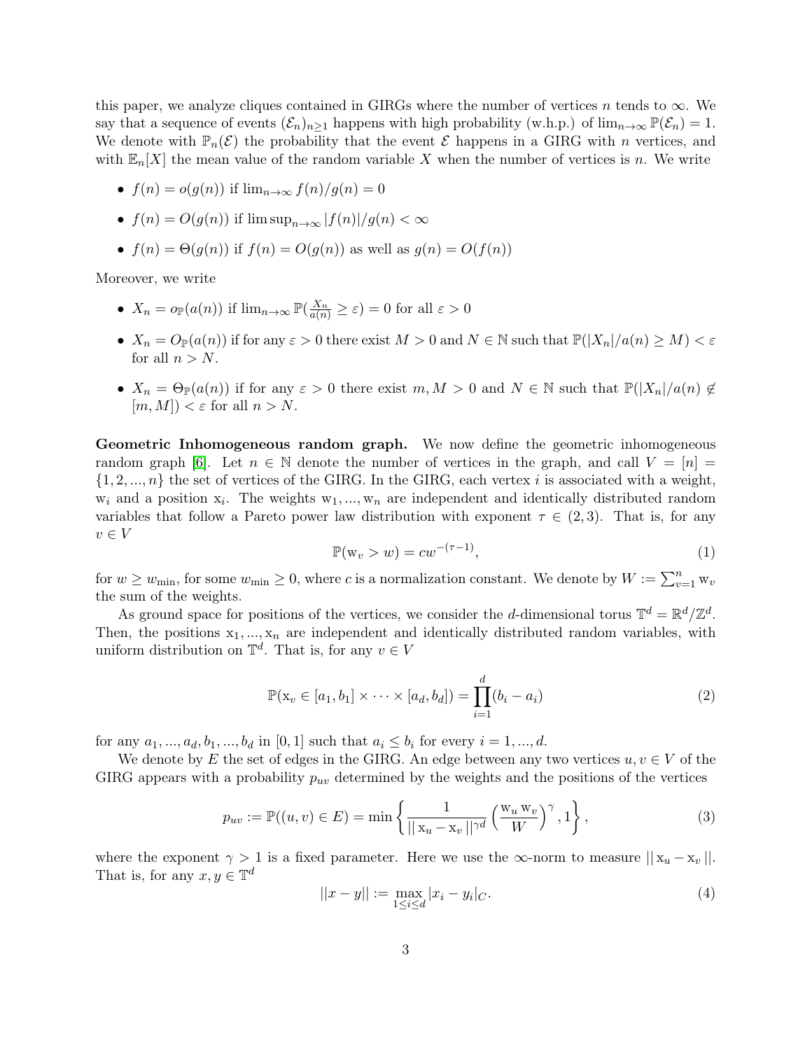this paper, we analyze cliques contained in GIRGs where the number of vertices $n$ tends to $\infty$. We say that a sequence of events $(\mathcal{E}_n)_{n\geq 1}$ happens with high probability (w.h.p.) of $\lim_{n\to\infty}\mathbb{P}(\mathcal{E}_n) = 1$. We denote with $\mathbb{P}_n(\mathcal{E})$ the probability that the event $\mathcal{E}$ happens in a GIRG with $n$ vertices, and with $\mathbb{E}_n[X]$ the mean value of the random variable $X$ when the number of vertices is $n$. We write

- $f(n) = o(g(n))$ if $\lim_{n\to\infty} f(n)/g(n) = 0$
- $f(n) = O(g(n))$ if $\limsup_{n\to\infty} |f(n)|/g(n) < \infty$
- $f(n) = \Theta(g(n))$ if $f(n) = O(g(n))$ as well as $g(n) = O(f(n))$

Moreover, we write

- $X_n = o_{\mathbb{P}}(a(n))$ if $\lim_{n\to\infty}\mathbb{P}(\frac{X_n}{a(n)} \geq \varepsilon) = 0$ for all $\varepsilon > 0$
- $X_n = O_{\mathbb{P}}(a(n))$ if for any $\varepsilon > 0$ there exist $M > 0$ and $N \in \mathbb{N}$ such that $\mathbb{P}(|X_n|/a(n) \geq M) < \varepsilon$ for all $n > N$.
- $X_n = \Theta_{\mathbb{P}}(a(n))$ if for any $\varepsilon > 0$ there exist $m, M > 0$ and $N \in \mathbb{N}$ such that $\mathbb{P}(|X_n|/a(n) \notin [m, M]) < \varepsilon$ for all $n > N$.

**Geometric Inhomogeneous random graph.** We now define the geometric inhomogeneous random graph [6]. Let $n \in \mathbb{N}$ denote the number of vertices in the graph, and call $V = [n] = \{1, 2, ..., n\}$ the set of vertices of the GIRG. In the GIRG, each vertex $i$ is associated with a weight, $\mathrm{w}_i$ and a position $\mathrm{x}_i$. The weights $\mathrm{w}_1, ..., \mathrm{w}_n$ are independent and identically distributed random variables that follow a Pareto power law distribution with exponent $\tau \in (2, 3)$. That is, for any $v \in V$

$$\mathbb{P}(\mathrm{w}_v > w) = cw^{-(\tau-1)}, \tag{1}$$

for $w \geq w_{\min}$, for some $w_{\min} \geq 0$, where $c$ is a normalization constant. We denote by $W := \sum_{v=1}^{n} \mathrm{w}_v$ the sum of the weights.

As ground space for positions of the vertices, we consider the $d$-dimensional torus $\mathbb{T}^d = \mathbb{R}^d/\mathbb{Z}^d$. Then, the positions $\mathrm{x}_1, ..., \mathrm{x}_n$ are independent and identically distributed random variables, with uniform distribution on $\mathbb{T}^d$. That is, for any $v \in V$

$$\mathbb{P}(\mathrm{x}_v \in [a_1, b_1] \times \cdots \times [a_d, b_d]) = \prod_{i=1}^{d}(b_i - a_i) \tag{2}$$

for any $a_1, ..., a_d, b_1, ..., b_d$ in $[0, 1]$ such that $a_i \leq b_i$ for every $i = 1, ..., d$.

We denote by $E$ the set of edges in the GIRG. An edge between any two vertices $u, v \in V$ of the GIRG appears with a probability $p_{uv}$ determined by the weights and the positions of the vertices

$$p_{uv} := \mathbb{P}((u, v) \in E) = \min\left\{\frac{1}{||\,\mathrm{x}_u - \mathrm{x}_v\,||^{\gamma d}}\left(\frac{\mathrm{w}_u\,\mathrm{w}_v}{W}\right)^{\gamma}, 1\right\}, \tag{3}$$

where the exponent $\gamma > 1$ is a fixed parameter. Here we use the $\infty$-norm to measure $||\,\mathrm{x}_u - \mathrm{x}_v\,||$. That is, for any $x, y \in \mathbb{T}^d$

$$||x - y|| := \max_{1\leq i\leq d} |x_i - y_i|_C. \tag{4}$$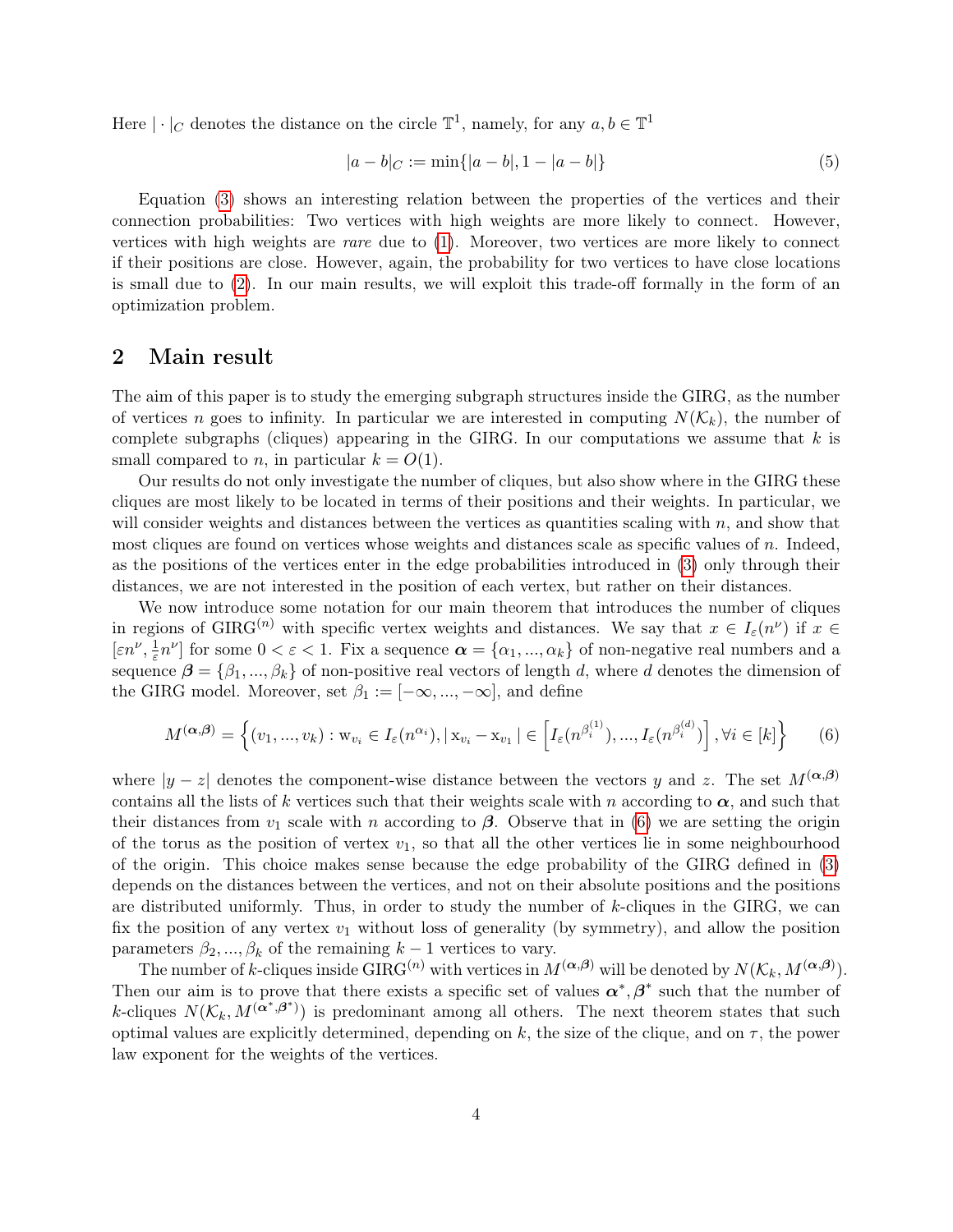Here $|\cdot|_C$ denotes the distance on the circle $\mathbb{T}^1$, namely, for any $a, b \in \mathbb{T}^1$

$$|a-b|_C := \min\{|a-b|, 1-|a-b|\} \tag{5}$$

Equation (3) shows an interesting relation between the properties of the vertices and their connection probabilities: Two vertices with high weights are more likely to connect. However, vertices with high weights are *rare* due to (1). Moreover, two vertices are more likely to connect if their positions are close. However, again, the probability for two vertices to have close locations is small due to (2). In our main results, we will exploit this trade-off formally in the form of an optimization problem.

## 2 Main result

The aim of this paper is to study the emerging subgraph structures inside the GIRG, as the number of vertices $n$ goes to infinity. In particular we are interested in computing $N(\mathcal{K}_k)$, the number of complete subgraphs (cliques) appearing in the GIRG. In our computations we assume that $k$ is small compared to $n$, in particular $k = O(1)$.

Our results do not only investigate the number of cliques, but also show where in the GIRG these cliques are most likely to be located in terms of their positions and their weights. In particular, we will consider weights and distances between the vertices as quantities scaling with $n$, and show that most cliques are found on vertices whose weights and distances scale as specific values of $n$. Indeed, as the positions of the vertices enter in the edge probabilities introduced in (3) only through their distances, we are not interested in the position of each vertex, but rather on their distances.

We now introduce some notation for our main theorem that introduces the number of cliques in regions of $\mathrm{GIRG}^{(n)}$ with specific vertex weights and distances. We say that $x \in I_\varepsilon(n^\nu)$ if $x \in [\varepsilon n^\nu, \frac{1}{\varepsilon} n^\nu]$ for some $0 < \varepsilon < 1$. Fix a sequence $\boldsymbol{\alpha} = \{\alpha_1, ..., \alpha_k\}$ of non-negative real numbers and a sequence $\boldsymbol{\beta} = \{\beta_1, ..., \beta_k\}$ of non-positive real vectors of length $d$, where $d$ denotes the dimension of the GIRG model. Moreover, set $\beta_1 := [-\infty, ..., -\infty]$, and define

$$M^{(\boldsymbol{\alpha},\boldsymbol{\beta})} = \left\{(v_1, ..., v_k) : \mathrm{w}_{v_i} \in I_\varepsilon(n^{\alpha_i}), |\, \mathrm{x}_{v_i} - \mathrm{x}_{v_1}\,| \in \left[I_\varepsilon(n^{\beta_i^{(1)}}), ..., I_\varepsilon(n^{\beta_i^{(d)}})\right], \forall i \in [k]\right\} \tag{6}$$

where $|y-z|$ denotes the component-wise distance between the vectors $y$ and $z$. The set $M^{(\boldsymbol{\alpha},\boldsymbol{\beta})}$ contains all the lists of $k$ vertices such that their weights scale with $n$ according to $\boldsymbol{\alpha}$, and such that their distances from $v_1$ scale with $n$ according to $\boldsymbol{\beta}$. Observe that in (6) we are setting the origin of the torus as the position of vertex $v_1$, so that all the other vertices lie in some neighbourhood of the origin. This choice makes sense because the edge probability of the GIRG defined in (3) depends on the distances between the vertices, and not on their absolute positions and the positions are distributed uniformly. Thus, in order to study the number of $k$-cliques in the GIRG, we can fix the position of any vertex $v_1$ without loss of generality (by symmetry), and allow the position parameters $\beta_2, ..., \beta_k$ of the remaining $k-1$ vertices to vary.

The number of $k$-cliques inside $\mathrm{GIRG}^{(n)}$ with vertices in $M^{(\boldsymbol{\alpha},\boldsymbol{\beta})}$ will be denoted by $N(\mathcal{K}_k, M^{(\boldsymbol{\alpha},\boldsymbol{\beta})})$. Then our aim is to prove that there exists a specific set of values $\boldsymbol{\alpha}^*, \boldsymbol{\beta}^*$ such that the number of $k$-cliques $N(\mathcal{K}_k, M^{(\boldsymbol{\alpha}^*,\boldsymbol{\beta}^*)})$ is predominant among all others. The next theorem states that such optimal values are explicitly determined, depending on $k$, the size of the clique, and on $\tau$, the power law exponent for the weights of the vertices.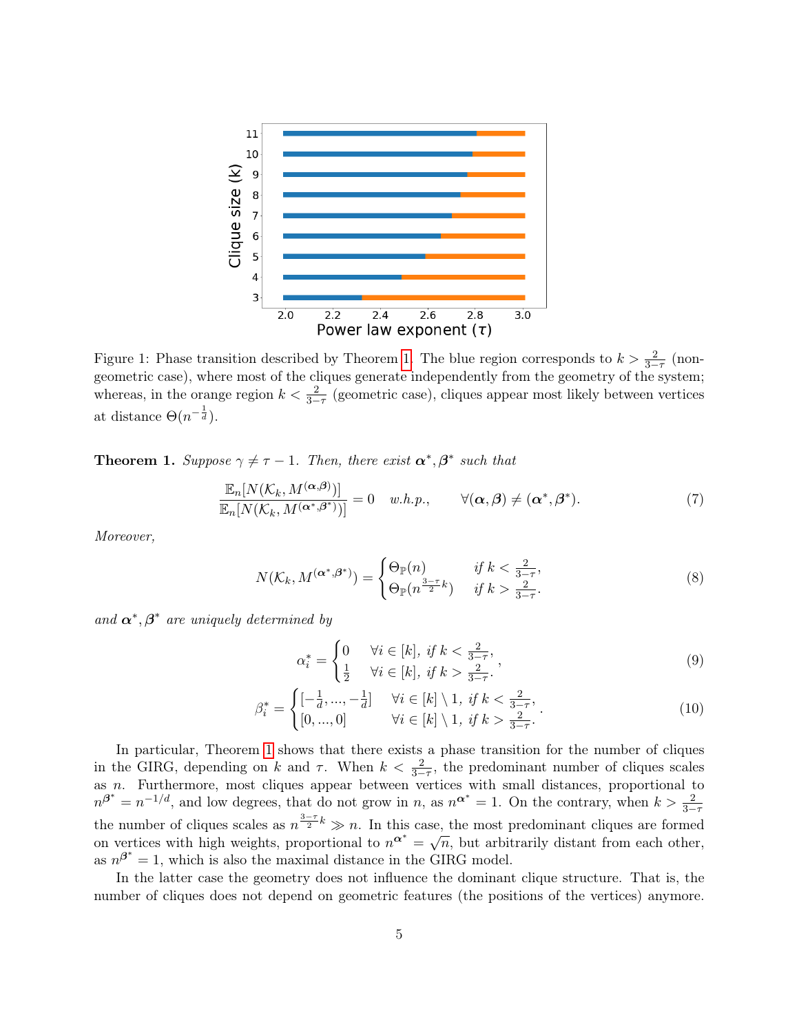Figure 1: Phase transition described by Theorem 1. The blue region corresponds to $k > \frac{2}{3-\tau}$ (non-geometric case), where most of the cliques generate independently from the geometry of the system; whereas, in the orange region $k < \frac{2}{3-\tau}$ (geometric case), cliques appear most likely between vertices at distance $\Theta(n^{-\frac{1}{d}})$.

**Theorem 1.** *Suppose $\gamma \neq \tau - 1$. Then, there exist $\boldsymbol{\alpha}^*, \boldsymbol{\beta}^*$ such that*

$$\frac{\mathbb{E}_n[N(\mathcal{K}_k, M^{(\boldsymbol{\alpha},\boldsymbol{\beta})})]}{\mathbb{E}_n[N(\mathcal{K}_k, M^{(\boldsymbol{\alpha}^*,\boldsymbol{\beta}^*)})]} = 0 \quad w.h.p., \qquad \forall (\boldsymbol{\alpha}, \boldsymbol{\beta}) \neq (\boldsymbol{\alpha}^*, \boldsymbol{\beta}^*). \tag{7}$$

*Moreover,*

$$N(\mathcal{K}_k, M^{(\boldsymbol{\alpha}^*,\boldsymbol{\beta}^*)}) = \begin{cases} \Theta_{\mathbb{P}}(n) & \text{if } k < \frac{2}{3-\tau}, \\ \Theta_{\mathbb{P}}(n^{\frac{3-\tau}{2}k}) & \text{if } k > \frac{2}{3-\tau}. \end{cases} \tag{8}$$

*and $\boldsymbol{\alpha}^*, \boldsymbol{\beta}^*$ are uniquely determined by*

$$\alpha_i^* = \begin{cases} 0 & \forall i \in [k], \text{ if } k < \frac{2}{3-\tau}, \\ \frac{1}{2} & \forall i \in [k], \text{ if } k > \frac{2}{3-\tau}. \end{cases}, \tag{9}$$

$$\beta_i^* = \begin{cases} [-\frac{1}{d}, ..., -\frac{1}{d}] & \forall i \in [k] \setminus 1, \text{ if } k < \frac{2}{3-\tau}, \\ [0, ..., 0] & \forall i \in [k] \setminus 1, \text{ if } k > \frac{2}{3-\tau}. \end{cases}. \tag{10}$$

In particular, Theorem 1 shows that there exists a phase transition for the number of cliques in the GIRG, depending on $k$ and $\tau$. When $k < \frac{2}{3-\tau}$, the predominant number of cliques scales as $n$. Furthermore, most cliques appear between vertices with small distances, proportional to $n^{\boldsymbol{\beta}^*} = n^{-1/d}$, and low degrees, that do not grow in $n$, as $n^{\boldsymbol{\alpha}^*} = 1$. On the contrary, when $k > \frac{2}{3-\tau}$ the number of cliques scales as $n^{\frac{3-\tau}{2}k} \gg n$. In this case, the most predominant cliques are formed on vertices with high weights, proportional to $n^{\boldsymbol{\alpha}^*} = \sqrt{n}$, but arbitrarily distant from each other, as $n^{\boldsymbol{\beta}^*} = 1$, which is also the maximal distance in the GIRG model.

In the latter case the geometry does not influence the dominant clique structure. That is, the number of cliques does not depend on geometric features (the positions of the vertices) anymore.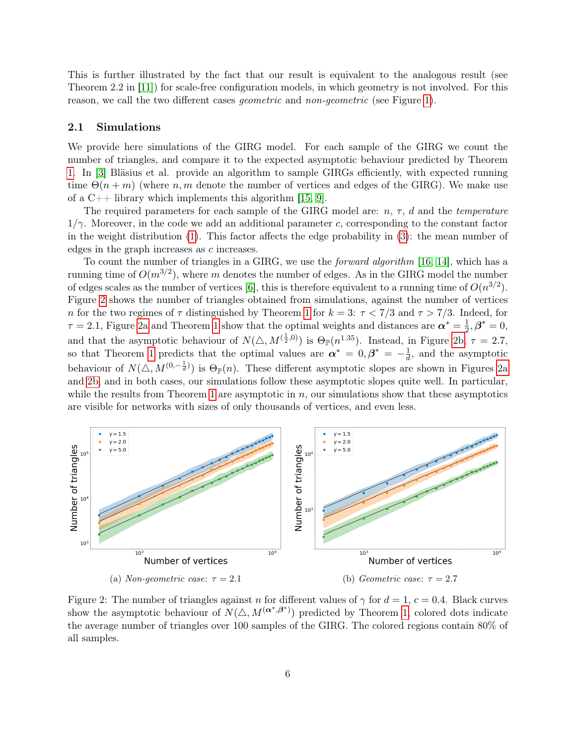This is further illustrated by the fact that our result is equivalent to the analogous result (see Theorem 2.2 in [11]) for scale-free configuration models, in which geometry is not involved. For this reason, we call the two different cases *geometric* and *non-geometric* (see Figure 1).

## 2.1 Simulations

We provide here simulations of the GIRG model. For each sample of the GIRG we count the number of triangles, and compare it to the expected asymptotic behaviour predicted by Theorem 1. In [3] Bläsius et al. provide an algorithm to sample GIRGs efficiently, with expected running time $\Theta(n+m)$ (where $n, m$ denote the number of vertices and edges of the GIRG). We make use of a C++ library which implements this algorithm [15, 9].

The required parameters for each sample of the GIRG model are: $n$, $\tau$, $d$ and the *temperature* $1/\gamma$. Moreover, in the code we add an additional parameter $c$, corresponding to the constant factor in the weight distribution (1). This factor affects the edge probability in (3): the mean number of edges in the graph increases as $c$ increases.

To count the number of triangles in a GIRG, we use the *forward algorithm* [16, 14], which has a running time of $O(m^{3/2})$, where $m$ denotes the number of edges. As in the GIRG model the number of edges scales as the number of vertices [6], this is therefore equivalent to a running time of $O(n^{3/2})$. Figure 2 shows the number of triangles obtained from simulations, against the number of vertices $n$ for the two regimes of $\tau$ distinguished by Theorem 1 for $k=3$: $\tau < 7/3$ and $\tau > 7/3$. Indeed, for $\tau = 2.1$, Figure 2a and Theorem 1 show that the optimal weights and distances are $\boldsymbol{\alpha}^* = \frac{1}{2}, \boldsymbol{\beta}^* = 0$, and that the asymptotic behaviour of $N(\triangle, M^{(\frac{1}{2},0)})$ is $\Theta_{\mathbb{P}}(n^{1.35})$. Instead, in Figure 2b, $\tau = 2.7$, so that Theorem 1 predicts that the optimal values are $\boldsymbol{\alpha}^* = 0, \boldsymbol{\beta}^* = -\frac{1}{d}$, and the asymptotic behaviour of $N(\triangle, M^{(0,-\frac{1}{d})})$ is $\Theta_{\mathbb{P}}(n)$. These different asymptotic slopes are shown in Figures 2a and 2b, and in both cases, our simulations follow these asymptotic slopes quite well. In particular, while the results from Theorem 1 are asymptotic in $n$, our simulations show that these asymptotics are visible for networks with sizes of only thousands of vertices, and even less.

(a) *Non-geometric case*: $\tau = 2.1$

(b) *Geometric case*: $\tau = 2.7$

Figure 2: The number of triangles against $n$ for different values of $\gamma$ for $d = 1$, $c = 0.4$. Black curves show the asymptotic behaviour of $N(\triangle, M^{(\boldsymbol{\alpha}^*,\boldsymbol{\beta}^*)})$ predicted by Theorem 1, colored dots indicate the average number of triangles over 100 samples of the GIRG. The colored regions contain 80% of all samples.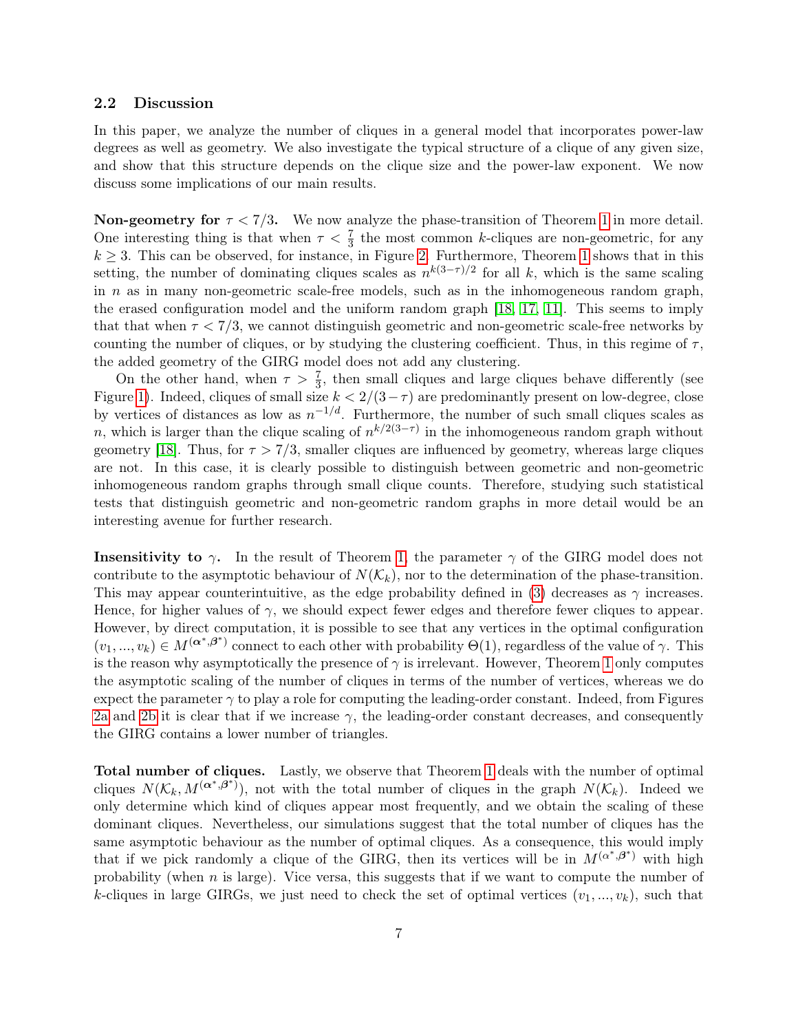### 2.2 Discussion

In this paper, we analyze the number of cliques in a general model that incorporates power-law degrees as well as geometry. We also investigate the typical structure of a clique of any given size, and show that this structure depends on the clique size and the power-law exponent. We now discuss some implications of our main results.

**Non-geometry for $\tau < 7/3$.** We now analyze the phase-transition of Theorem 1 in more detail. One interesting thing is that when $\tau < \frac{7}{3}$ the most common $k$-cliques are non-geometric, for any $k \geq 3$. This can be observed, for instance, in Figure 2. Furthermore, Theorem 1 shows that in this setting, the number of dominating cliques scales as $n^{k(3-\tau)/2}$ for all $k$, which is the same scaling in $n$ as in many non-geometric scale-free models, such as in the inhomogeneous random graph, the erased configuration model and the uniform random graph [18, 17, 11]. This seems to imply that that when $\tau < 7/3$, we cannot distinguish geometric and non-geometric scale-free networks by counting the number of cliques, or by studying the clustering coefficient. Thus, in this regime of $\tau$, the added geometry of the GIRG model does not add any clustering.

On the other hand, when $\tau > \frac{7}{3}$, then small cliques and large cliques behave differently (see Figure 1). Indeed, cliques of small size $k < 2/(3-\tau)$ are predominantly present on low-degree, close by vertices of distances as low as $n^{-1/d}$. Furthermore, the number of such small cliques scales as $n$, which is larger than the clique scaling of $n^{k/2(3-\tau)}$ in the inhomogeneous random graph without geometry [18]. Thus, for $\tau > 7/3$, smaller cliques are influenced by geometry, whereas large cliques are not. In this case, it is clearly possible to distinguish between geometric and non-geometric inhomogeneous random graphs through small clique counts. Therefore, studying such statistical tests that distinguish geometric and non-geometric random graphs in more detail would be an interesting avenue for further research.

**Insensitivity to $\gamma$.** In the result of Theorem 1, the parameter $\gamma$ of the GIRG model does not contribute to the asymptotic behaviour of $N(\mathcal{K}_k)$, nor to the determination of the phase-transition. This may appear counterintuitive, as the edge probability defined in (3) decreases as $\gamma$ increases. Hence, for higher values of $\gamma$, we should expect fewer edges and therefore fewer cliques to appear. However, by direct computation, it is possible to see that any vertices in the optimal configuration $(v_1, ..., v_k) \in M^{(\boldsymbol{\alpha}^*, \boldsymbol{\beta}^*)}$ connect to each other with probability $\Theta(1)$, regardless of the value of $\gamma$. This is the reason why asymptotically the presence of $\gamma$ is irrelevant. However, Theorem 1 only computes the asymptotic scaling of the number of cliques in terms of the number of vertices, whereas we do expect the parameter $\gamma$ to play a role for computing the leading-order constant. Indeed, from Figures 2a and 2b it is clear that if we increase $\gamma$, the leading-order constant decreases, and consequently the GIRG contains a lower number of triangles.

**Total number of cliques.** Lastly, we observe that Theorem 1 deals with the number of optimal cliques $N(\mathcal{K}_k, M^{(\boldsymbol{\alpha}^*, \boldsymbol{\beta}^*)})$, not with the total number of cliques in the graph $N(\mathcal{K}_k)$. Indeed we only determine which kind of cliques appear most frequently, and we obtain the scaling of these dominant cliques. Nevertheless, our simulations suggest that the total number of cliques has the same asymptotic behaviour as the number of optimal cliques. As a consequence, this would imply that if we pick randomly a clique of the GIRG, then its vertices will be in $M^{(\alpha^*, \beta^*)}$ with high probability (when $n$ is large). Vice versa, this suggests that if we want to compute the number of $k$-cliques in large GIRGs, we just need to check the set of optimal vertices $(v_1, ..., v_k)$, such that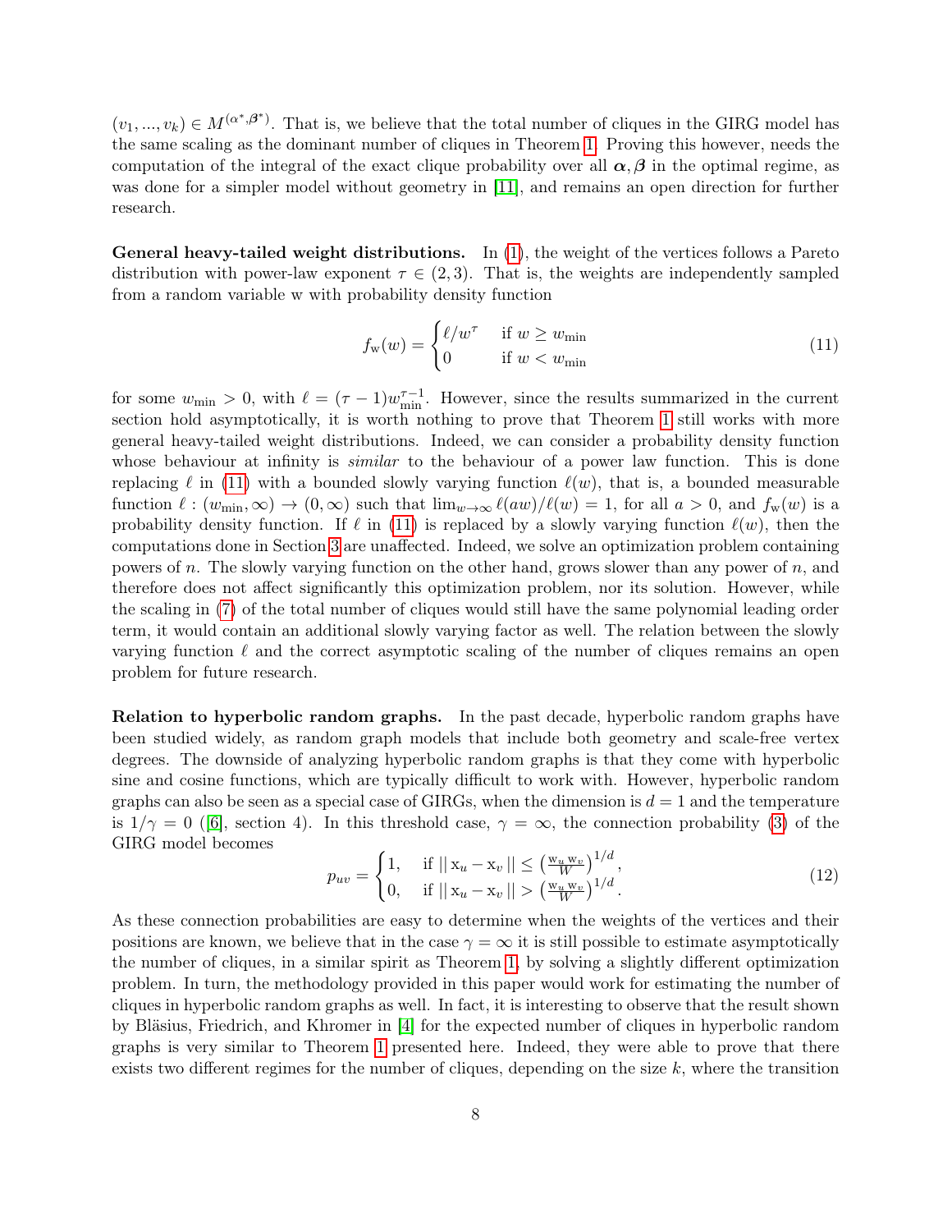$(v_1, ..., v_k) \in M^{(\boldsymbol{\alpha}^*, \boldsymbol{\beta}^*)}$. That is, we believe that the total number of cliques in the GIRG model has the same scaling as the dominant number of cliques in Theorem 1. Proving this however, needs the computation of the integral of the exact clique probability over all $\boldsymbol{\alpha}, \boldsymbol{\beta}$ in the optimal regime, as was done for a simpler model without geometry in [11], and remains an open direction for further research.

**General heavy-tailed weight distributions.** In (1), the weight of the vertices follows a Pareto distribution with power-law exponent $\tau \in (2, 3)$. That is, the weights are independently sampled from a random variable w with probability density function

$$f_{\mathrm{w}}(w) = \begin{cases} \ell / w^{\tau} & \text{if } w \geq w_{\min} \\ 0 & \text{if } w < w_{\min} \end{cases} \tag{11}$$

for some $w_{\min} > 0$, with $\ell = (\tau - 1) w_{\min}^{\tau - 1}$. However, since the results summarized in the current section hold asymptotically, it is worth nothing to prove that Theorem 1 still works with more general heavy-tailed weight distributions. Indeed, we can consider a probability density function whose behaviour at infinity is *similar* to the behaviour of a power law function. This is done replacing $\ell$ in (11) with a bounded slowly varying function $\ell(w)$, that is, a bounded measurable function $\ell : (w_{\min}, \infty) \to (0, \infty)$ such that $\lim_{w \to \infty} \ell(aw)/\ell(w) = 1$, for all $a > 0$, and $f_{\mathrm{w}}(w)$ is a probability density function. If $\ell$ in (11) is replaced by a slowly varying function $\ell(w)$, then the computations done in Section 3 are unaffected. Indeed, we solve an optimization problem containing powers of $n$. The slowly varying function on the other hand, grows slower than any power of $n$, and therefore does not affect significantly this optimization problem, nor its solution. However, while the scaling in (7) of the total number of cliques would still have the same polynomial leading order term, it would contain an additional slowly varying factor as well. The relation between the slowly varying function $\ell$ and the correct asymptotic scaling of the number of cliques remains an open problem for future research.

**Relation to hyperbolic random graphs.** In the past decade, hyperbolic random graphs have been studied widely, as random graph models that include both geometry and scale-free vertex degrees. The downside of analyzing hyperbolic random graphs is that they come with hyperbolic sine and cosine functions, which are typically difficult to work with. However, hyperbolic random graphs can also be seen as a special case of GIRGs, when the dimension is $d = 1$ and the temperature is $1/\gamma = 0$ ([6], section 4). In this threshold case, $\gamma = \infty$, the connection probability (3) of the GIRG model becomes

$$p_{uv} = \begin{cases} 1, & \text{if } \lVert \mathrm{x}_u - \mathrm{x}_v \rVert \leq \left( \frac{\mathrm{w}_u \mathrm{w}_v}{W} \right)^{1/d}, \\ 0, & \text{if } \lVert \mathrm{x}_u - \mathrm{x}_v \rVert > \left( \frac{\mathrm{w}_u \mathrm{w}_v}{W} \right)^{1/d}. \end{cases} \tag{12}$$

As these connection probabilities are easy to determine when the weights of the vertices and their positions are known, we believe that in the case $\gamma = \infty$ it is still possible to estimate asymptotically the number of cliques, in a similar spirit as Theorem 1, by solving a slightly different optimization problem. In turn, the methodology provided in this paper would work for estimating the number of cliques in hyperbolic random graphs as well. In fact, it is interesting to observe that the result shown by Bläsius, Friedrich, and Khromer in [4] for the expected number of cliques in hyperbolic random graphs is very similar to Theorem 1 presented here. Indeed, they were able to prove that there exists two different regimes for the number of cliques, depending on the size $k$, where the transition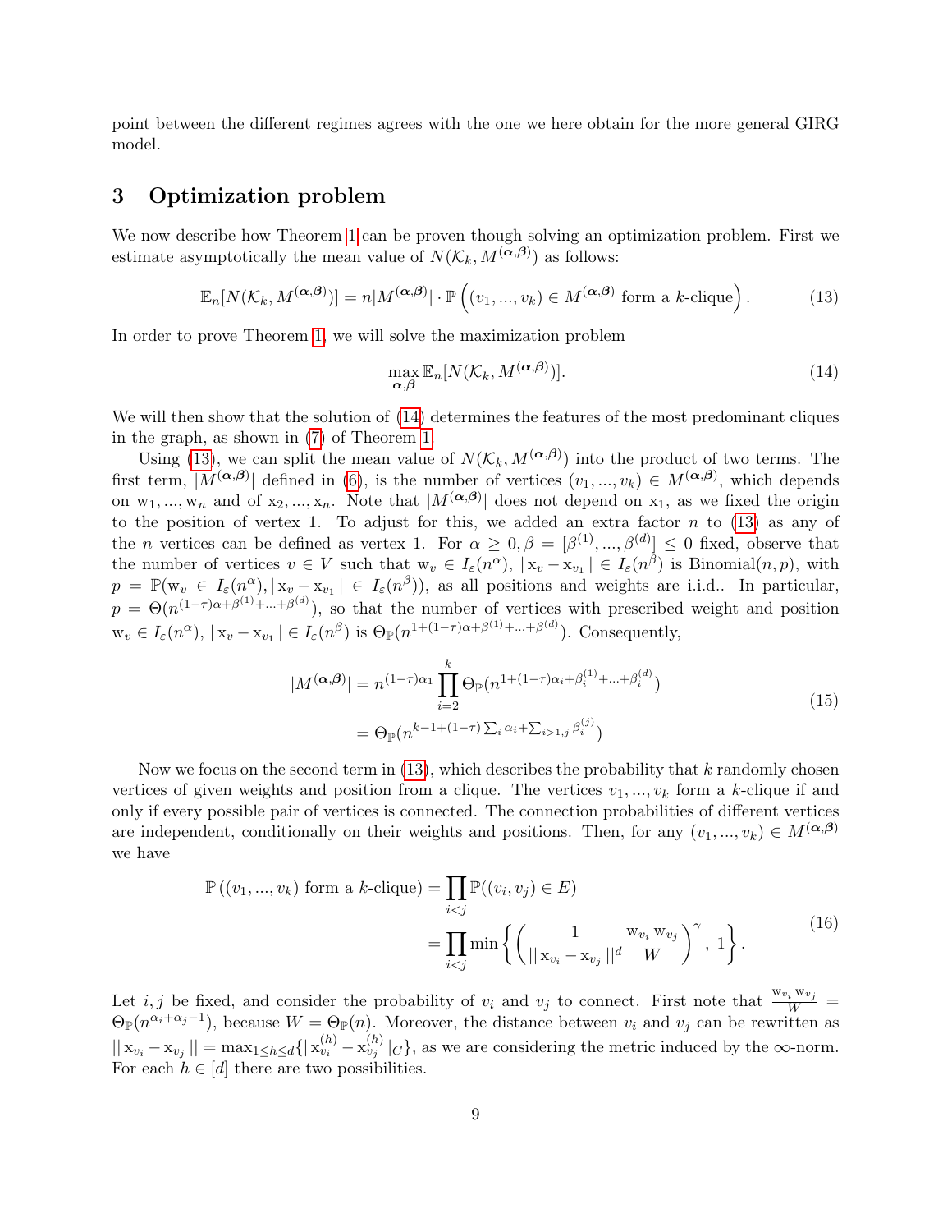point between the different regimes agrees with the one we here obtain for the more general GIRG model.

## 3 Optimization problem

We now describe how Theorem 1 can be proven though solving an optimization problem. First we estimate asymptotically the mean value of $N(\mathcal{K}_k, M^{(\boldsymbol{\alpha},\boldsymbol{\beta})})$ as follows:

$$\mathbb{E}_n[N(\mathcal{K}_k, M^{(\boldsymbol{\alpha},\boldsymbol{\beta})})] = n|M^{(\boldsymbol{\alpha},\boldsymbol{\beta})}| \cdot \mathbb{P}\left((v_1, ..., v_k) \in M^{(\boldsymbol{\alpha},\boldsymbol{\beta})} \text{ form a } k\text{-clique}\right). \tag{13}$$

In order to prove Theorem 1, we will solve the maximization problem

$$\max_{\boldsymbol{\alpha},\boldsymbol{\beta}} \mathbb{E}_n[N(\mathcal{K}_k, M^{(\boldsymbol{\alpha},\boldsymbol{\beta})})]. \tag{14}$$

We will then show that the solution of (14) determines the features of the most predominant cliques in the graph, as shown in (7) of Theorem 1.

Using (13), we can split the mean value of $N(\mathcal{K}_k, M^{(\boldsymbol{\alpha},\boldsymbol{\beta})})$ into the product of two terms. The first term, $|M^{(\boldsymbol{\alpha},\boldsymbol{\beta})}|$ defined in (6), is the number of vertices $(v_1, ..., v_k) \in M^{(\boldsymbol{\alpha},\boldsymbol{\beta})}$, which depends on $\mathrm{w}_1, ..., \mathrm{w}_n$ and of $\mathrm{x}_2, ..., \mathrm{x}_n$. Note that $|M^{(\boldsymbol{\alpha},\boldsymbol{\beta})}|$ does not depend on $\mathrm{x}_1$, as we fixed the origin to the position of vertex 1. To adjust for this, we added an extra factor $n$ to (13) as any of the $n$ vertices can be defined as vertex 1. For $\alpha \geq 0, \beta = [\beta^{(1)}, ..., \beta^{(d)}] \leq 0$ fixed, observe that the number of vertices $v \in V$ such that $\mathrm{w}_v \in I_\varepsilon(n^\alpha)$, $|\,\mathrm{x}_v - \mathrm{x}_{v_1}\,| \in I_\varepsilon(n^\beta)$ is Binomial$(n, p)$, with $p = \mathbb{P}(\mathrm{w}_v \in I_\varepsilon(n^\alpha), |\,\mathrm{x}_v - \mathrm{x}_{v_1}\,| \in I_\varepsilon(n^\beta))$, as all positions and weights are i.i.d.. In particular, $p = \Theta(n^{(1-\tau)\alpha+\beta^{(1)}+...+\beta^{(d)}})$, so that the number of vertices with prescribed weight and position $\mathrm{w}_v \in I_\varepsilon(n^\alpha)$, $|\,\mathrm{x}_v - \mathrm{x}_{v_1}\,| \in I_\varepsilon(n^\beta)$ is $\Theta_{\mathbb{P}}(n^{1+(1-\tau)\alpha+\beta^{(1)}+...+\beta^{(d)}})$. Consequently,

$$\begin{aligned}
|M^{(\boldsymbol{\alpha},\boldsymbol{\beta})}| &= n^{(1-\tau)\alpha_1} \prod_{i=2}^{k} \Theta_{\mathbb{P}}(n^{1+(1-\tau)\alpha_i+\beta_i^{(1)}+...+\beta_i^{(d)}}) \\
&= \Theta_{\mathbb{P}}(n^{k-1+(1-\tau)\sum_i \alpha_i + \sum_{i>1,j}\beta_i^{(j)}})
\end{aligned} \tag{15}$$

Now we focus on the second term in (13), which describes the probability that $k$ randomly chosen vertices of given weights and position from a clique. The vertices $v_1, ..., v_k$ form a $k$-clique if and only if every possible pair of vertices is connected. The connection probabilities of different vertices are independent, conditionally on their weights and positions. Then, for any $(v_1, ..., v_k) \in M^{(\boldsymbol{\alpha},\boldsymbol{\beta})}$ we have

$$\begin{aligned}
\mathbb{P}\left((v_1, ..., v_k) \text{ form a } k\text{-clique}\right) &= \prod_{i<j} \mathbb{P}((v_i, v_j) \in E) \\
&= \prod_{i<j} \min\left\{ \left( \frac{1}{||\,\mathrm{x}_{v_i} - \mathrm{x}_{v_j}\,||^d} \frac{\mathrm{w}_{v_i}\,\mathrm{w}_{v_j}}{W} \right)^\gamma, 1 \right\}.
\end{aligned} \tag{16}$$

Let $i, j$ be fixed, and consider the probability of $v_i$ and $v_j$ to connect. First note that $\frac{\mathrm{w}_{v_i}\,\mathrm{w}_{v_j}}{W} = \Theta_{\mathbb{P}}(n^{\alpha_i+\alpha_j-1})$, because $W = \Theta_{\mathbb{P}}(n)$. Moreover, the distance between $v_i$ and $v_j$ can be rewritten as $||\,\mathrm{x}_{v_i} - \mathrm{x}_{v_j}\,|| = \max_{1\leq h\leq d}\{|\,\mathrm{x}_{v_i}^{(h)} - \mathrm{x}_{v_j}^{(h)}\,|_C\}$, as we are considering the metric induced by the $\infty$-norm. For each $h \in [d]$ there are two possibilities.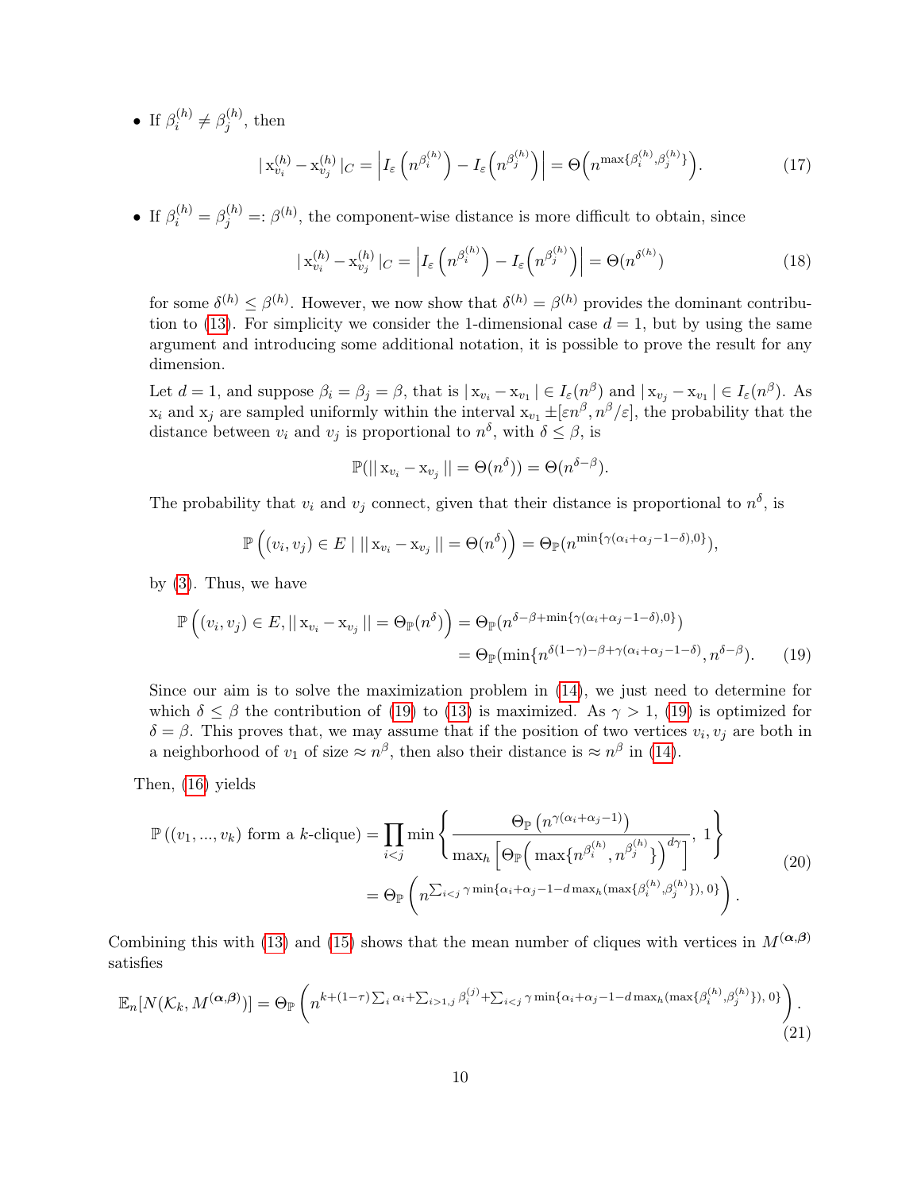- If $\beta_i^{(h)} \neq \beta_j^{(h)}$, then

$$|\,\mathrm{x}_{v_i}^{(h)} - \mathrm{x}_{v_j}^{(h)}\,|_C = \left| I_\varepsilon\left(n^{\beta_i^{(h)}}\right) - I_\varepsilon\left(n^{\beta_j^{(h)}}\right)\right| = \Theta\left(n^{\max\{\beta_i^{(h)}, \beta_j^{(h)}\}}\right). \tag{17}$$

- If $\beta_i^{(h)} = \beta_j^{(h)} =: \beta^{(h)}$, the component-wise distance is more difficult to obtain, since

$$|\,\mathrm{x}_{v_i}^{(h)} - \mathrm{x}_{v_j}^{(h)}\,|_C = \left| I_\varepsilon\left(n^{\beta_i^{(h)}}\right) - I_\varepsilon\left(n^{\beta_j^{(h)}}\right)\right| = \Theta(n^{\delta^{(h)}}) \tag{18}$$

  for some $\delta^{(h)} \leq \beta^{(h)}$. However, we now show that $\delta^{(h)} = \beta^{(h)}$ provides the dominant contribution to (13). For simplicity we consider the 1-dimensional case $d = 1$, but by using the same argument and introducing some additional notation, it is possible to prove the result for any dimension.

  Let $d = 1$, and suppose $\beta_i = \beta_j = \beta$, that is $|\,\mathrm{x}_{v_i} - \mathrm{x}_{v_1}\,| \in I_\varepsilon(n^\beta)$ and $|\,\mathrm{x}_{v_j} - \mathrm{x}_{v_1}\,| \in I_\varepsilon(n^\beta)$. As $\mathrm{x}_i$ and $\mathrm{x}_j$ are sampled uniformly within the interval $\mathrm{x}_{v_1} \pm [\varepsilon n^\beta, n^\beta/\varepsilon]$, the probability that the distance between $v_i$ and $v_j$ is proportional to $n^\delta$, with $\delta \leq \beta$, is

$$\mathbb{P}(||\,\mathrm{x}_{v_i} - \mathrm{x}_{v_j}\,|| = \Theta(n^\delta)) = \Theta(n^{\delta-\beta}).$$

  The probability that $v_i$ and $v_j$ connect, given that their distance is proportional to $n^\delta$, is

$$\mathbb{P}\left((v_i, v_j) \in E \mid ||\,\mathrm{x}_{v_i} - \mathrm{x}_{v_j}\,|| = \Theta(n^\delta)\right) = \Theta_{\mathbb{P}}(n^{\min\{\gamma(\alpha_i+\alpha_j-1-\delta), 0\}}),$$

  by (3). Thus, we have

$$\begin{aligned}\mathbb{P}\left((v_i, v_j) \in E, ||\,\mathrm{x}_{v_i} - \mathrm{x}_{v_j}\,|| = \Theta_{\mathbb{P}}(n^\delta)\right) &= \Theta_{\mathbb{P}}(n^{\delta-\beta+\min\{\gamma(\alpha_i+\alpha_j-1-\delta), 0\}}) \\ &= \Theta_{\mathbb{P}}(\min\{n^{\delta(1-\gamma)-\beta+\gamma(\alpha_i+\alpha_j-1-\delta)}, n^{\delta-\beta}).\end{aligned} \tag{19}$$

  Since our aim is to solve the maximization problem in (14), we just need to determine for which $\delta \leq \beta$ the contribution of (19) to (13) is maximized. As $\gamma > 1$, (19) is optimized for $\delta = \beta$. This proves that, we may assume that if the position of two vertices $v_i, v_j$ are both in a neighborhood of $v_1$ of size $\approx n^\beta$, then also their distance is $\approx n^\beta$ in (14).

Then, (16) yields

$$\begin{aligned}\mathbb{P}\left((v_1, ..., v_k) \text{ form a } k\text{-clique}\right) &= \prod_{i<j} \min\left\{ \frac{\Theta_{\mathbb{P}}\left(n^{\gamma(\alpha_i+\alpha_j-1)}\right)}{\max_h\left[\Theta_{\mathbb{P}}\left(\max\{n^{\beta_i^{(h)}}, n^{\beta_j^{(h)}}\}\right)^{d\gamma}\right]}, 1\right\} \\ &= \Theta_{\mathbb{P}}\left(n^{\sum_{i<j}\gamma\min\{\alpha_i+\alpha_j-1-d\max_h(\max\{\beta_i^{(h)}, \beta_j^{(h)}\}), 0\}}\right).\end{aligned} \tag{20}$$

Combining this with (13) and (15) shows that the mean number of cliques with vertices in $M^{(\boldsymbol{\alpha},\boldsymbol{\beta})}$ satisfies

$$\mathbb{E}_n[N(\mathcal{K}_k, M^{(\boldsymbol{\alpha},\boldsymbol{\beta})})] = \Theta_{\mathbb{P}}\left(n^{k+(1-\tau)\sum_i\alpha_i + \sum_{i>1,j}\beta_i^{(j)} + \sum_{i<j}\gamma\min\{\alpha_i+\alpha_j-1-d\max_h(\max\{\beta_i^{(h)}, \beta_j^{(h)}\}), 0\}}\right). \tag{21}$$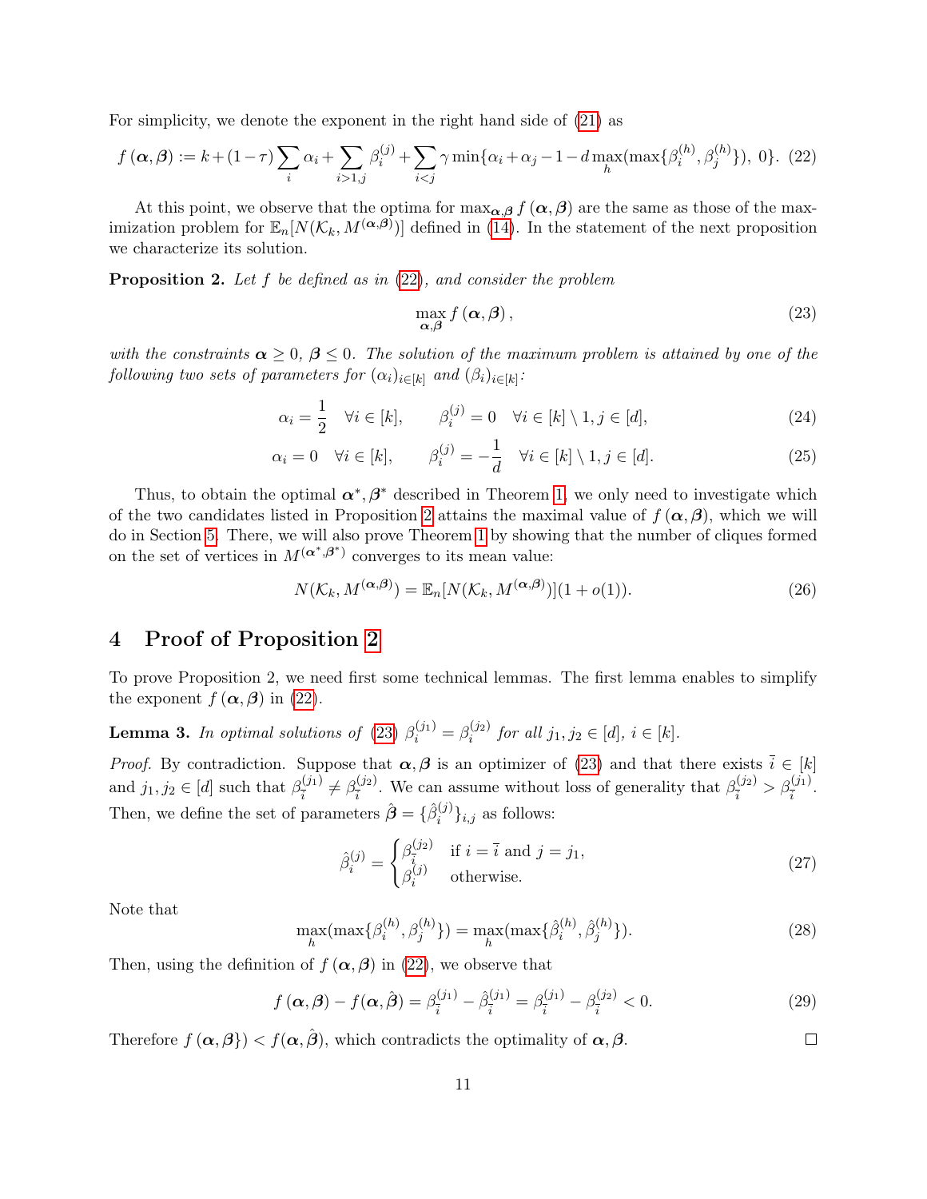For simplicity, we denote the exponent in the right hand side of (21) as

$$f(\boldsymbol{\alpha},\boldsymbol{\beta}) := k + (1-\tau)\sum_i \alpha_i + \sum_{i>1,j} \beta_i^{(j)} + \sum_{i<j} \gamma \min\{\alpha_i + \alpha_j - 1 - d\max_h(\max\{\beta_i^{(h)}, \beta_j^{(h)}\}),\, 0\}. \tag{22}$$

At this point, we observe that the optima for $\max_{\boldsymbol{\alpha},\boldsymbol{\beta}} f(\boldsymbol{\alpha},\boldsymbol{\beta})$ are the same as those of the maximization problem for $\mathbb{E}_n[N(\mathcal{K}_k, M^{(\boldsymbol{\alpha},\boldsymbol{\beta})})]$ defined in (14). In the statement of the next proposition we characterize its solution.

**Proposition 2.** *Let $f$ be defined as in (22), and consider the problem*

$$\max_{\boldsymbol{\alpha},\boldsymbol{\beta}} f(\boldsymbol{\alpha},\boldsymbol{\beta}), \tag{23}$$

*with the constraints $\boldsymbol{\alpha} \geq 0$, $\boldsymbol{\beta} \leq 0$. The solution of the maximum problem is attained by one of the following two sets of parameters for $(\alpha_i)_{i\in[k]}$ and $(\beta_i)_{i\in[k]}$:*

$$\alpha_i = \frac{1}{2} \quad \forall i \in [k], \qquad \beta_i^{(j)} = 0 \quad \forall i \in [k]\setminus 1, j \in [d], \tag{24}$$

$$\alpha_i = 0 \quad \forall i \in [k], \qquad \beta_i^{(j)} = -\frac{1}{d} \quad \forall i \in [k]\setminus 1, j \in [d]. \tag{25}$$

Thus, to obtain the optimal $\boldsymbol{\alpha}^*, \boldsymbol{\beta}^*$ described in Theorem 1, we only need to investigate which of the two candidates listed in Proposition 2 attains the maximal value of $f(\boldsymbol{\alpha},\boldsymbol{\beta})$, which we will do in Section 5. There, we will also prove Theorem 1 by showing that the number of cliques formed on the set of vertices in $M^{(\boldsymbol{\alpha}^*,\boldsymbol{\beta}^*)}$ converges to its mean value:

$$N(\mathcal{K}_k, M^{(\boldsymbol{\alpha},\boldsymbol{\beta})}) = \mathbb{E}_n[N(\mathcal{K}_k, M^{(\boldsymbol{\alpha},\boldsymbol{\beta})})](1+o(1)). \tag{26}$$

# 4 Proof of Proposition 2

To prove Proposition 2, we need first some technical lemmas. The first lemma enables to simplify the exponent $f(\boldsymbol{\alpha},\boldsymbol{\beta})$ in (22).

**Lemma 3.** *In optimal solutions of (23) $\beta_i^{(j_1)} = \beta_i^{(j_2)}$ for all $j_1, j_2 \in [d]$, $i \in [k]$.*

*Proof.* By contradiction. Suppose that $\boldsymbol{\alpha},\boldsymbol{\beta}$ is an optimizer of (23) and that there exists $\bar{i} \in [k]$ and $j_1, j_2 \in [d]$ such that $\beta_{\bar{i}}^{(j_1)} \neq \beta_{\bar{i}}^{(j_2)}$. We can assume without loss of generality that $\beta_{\bar{i}}^{(j_2)} > \beta_{\bar{i}}^{(j_1)}$. Then, we define the set of parameters $\hat{\boldsymbol{\beta}} = \{\hat{\beta}_i^{(j)}\}_{i,j}$ as follows:

$$\hat{\beta}_i^{(j)} = \begin{cases} \beta_{\bar{i}}^{(j_2)} & \text{if } i = \bar{i} \text{ and } j = j_1, \\ \beta_i^{(j)} & \text{otherwise.} \end{cases} \tag{27}$$

Note that

$$\max_h(\max\{\beta_i^{(h)}, \beta_j^{(h)}\}) = \max_h(\max\{\hat{\beta}_i^{(h)}, \hat{\beta}_j^{(h)}\}). \tag{28}$$

Then, using the definition of $f(\boldsymbol{\alpha},\boldsymbol{\beta})$ in (22), we observe that

$$f(\boldsymbol{\alpha},\boldsymbol{\beta}) - f(\boldsymbol{\alpha},\hat{\boldsymbol{\beta}}) = \beta_{\bar{i}}^{(j_1)} - \hat{\beta}_{\bar{i}}^{(j_1)} = \beta_{\bar{i}}^{(j_1)} - \beta_{\bar{i}}^{(j_2)} < 0. \tag{29}$$

Therefore $f(\boldsymbol{\alpha},\boldsymbol{\beta}\}) < f(\boldsymbol{\alpha},\hat{\boldsymbol{\beta}})$, which contradicts the optimality of $\boldsymbol{\alpha},\boldsymbol{\beta}$. □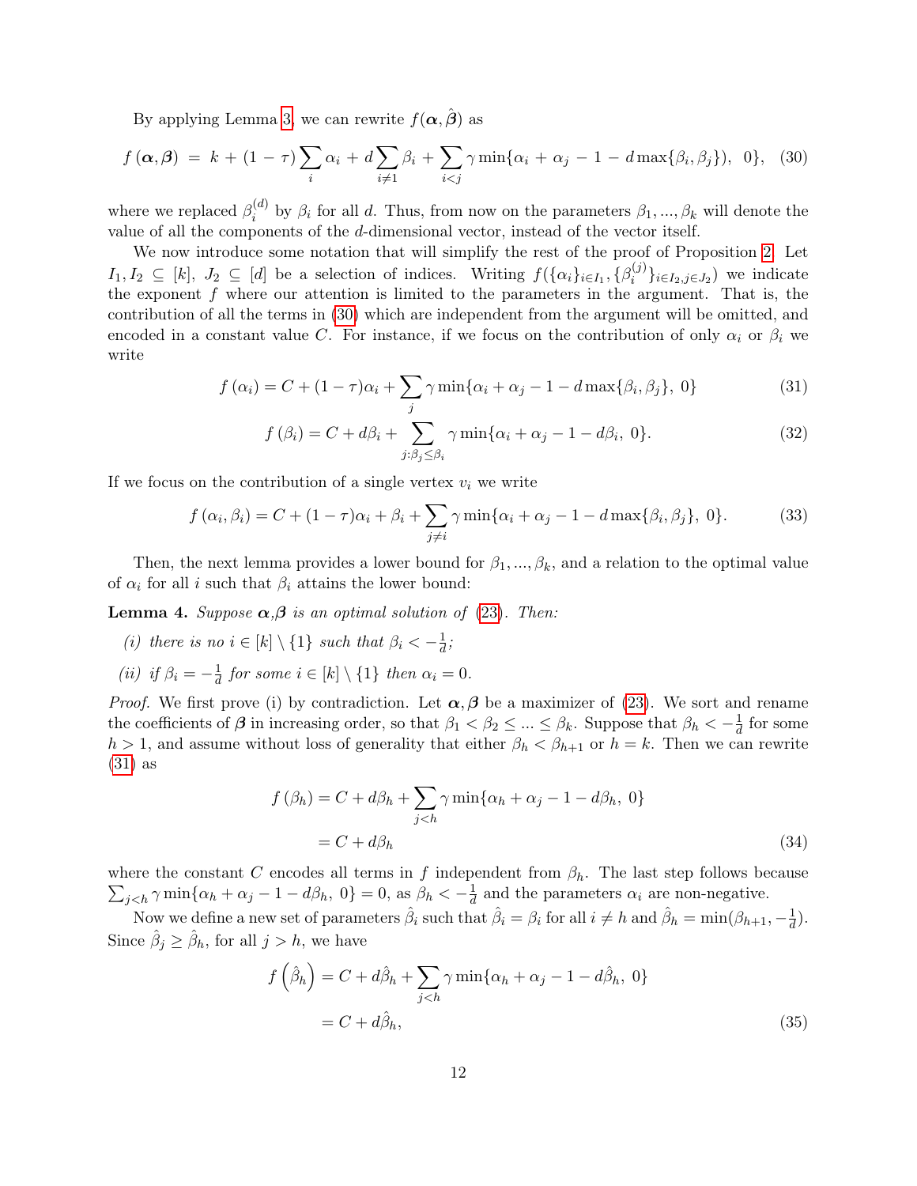By applying Lemma 3, we can rewrite $f(\boldsymbol{\alpha}, \hat{\boldsymbol{\beta}})$ as

$$f\left(\boldsymbol{\alpha}, \boldsymbol{\beta}\right) \; = \; k \, + \, (1 \, - \, \tau) \sum_{i} \alpha_i \, + \, d \sum_{i \neq 1} \beta_i \, + \, \sum_{i<j} \gamma \min\{\alpha_i \, + \, \alpha_j \, - \, 1 \, - \, d \max\{\beta_i, \beta_j\}), \;\; 0\}, \quad (30)$$

where we replaced $\beta_i^{(d)}$ by $\beta_i$ for all $d$. Thus, from now on the parameters $\beta_1, ..., \beta_k$ will denote the value of all the components of the $d$-dimensional vector, instead of the vector itself.

We now introduce some notation that will simplify the rest of the proof of Proposition 2. Let $I_1, I_2 \subseteq [k]$, $J_2 \subseteq [d]$ be a selection of indices. Writing $f(\{\alpha_i\}_{i \in I_1}, \{\beta_i^{(j)}\}_{i \in I_2, j \in J_2})$ we indicate the exponent $f$ where our attention is limited to the parameters in the argument. That is, the contribution of all the terms in (30) which are independent from the argument will be omitted, and encoded in a constant value $C$. For instance, if we focus on the contribution of only $\alpha_i$ or $\beta_i$ we write

$$f\left(\alpha_i\right) = C + (1-\tau)\alpha_i + \sum_{j} \gamma \min\{\alpha_i + \alpha_j - 1 - d \max\{\beta_i, \beta_j\}, \; 0\} \quad (31)$$

$$f\left(\beta_i\right) = C + d\beta_i + \sum_{j : \beta_j \leq \beta_i} \gamma \min\{\alpha_i + \alpha_j - 1 - d\beta_i, \; 0\}. \quad (32)$$

If we focus on the contribution of a single vertex $v_i$ we write

$$f\left(\alpha_i, \beta_i\right) = C + (1-\tau)\alpha_i + \beta_i + \sum_{j \neq i} \gamma \min\{\alpha_i + \alpha_j - 1 - d \max\{\beta_i, \beta_j\}, \; 0\}. \quad (33)$$

Then, the next lemma provides a lower bound for $\beta_1, ..., \beta_k$, and a relation to the optimal value of $\alpha_i$ for all $i$ such that $\beta_i$ attains the lower bound:

**Lemma 4.** *Suppose $\boldsymbol{\alpha}$,$\boldsymbol{\beta}$ is an optimal solution of (23). Then:*

*(i) there is no $i \in [k] \setminus \{1\}$ such that $\beta_i < -\frac{1}{d}$;*

*(ii) if $\beta_i = -\frac{1}{d}$ for some $i \in [k] \setminus \{1\}$ then $\alpha_i = 0$.*

*Proof.* We first prove (i) by contradiction. Let $\boldsymbol{\alpha}, \boldsymbol{\beta}$ be a maximizer of (23). We sort and rename the coefficients of $\boldsymbol{\beta}$ in increasing order, so that $\beta_1 < \beta_2 \leq ... \leq \beta_k$. Suppose that $\beta_h < -\frac{1}{d}$ for some $h > 1$, and assume without loss of generality that either $\beta_h < \beta_{h+1}$ or $h = k$. Then we can rewrite (31) as

$$\begin{aligned} f\left(\beta_h\right) &= C + d\beta_h + \sum_{j<h} \gamma \min\{\alpha_h + \alpha_j - 1 - d\beta_h, \; 0\} \\ &= C + d\beta_h \end{aligned} \quad (34)$$

where the constant $C$ encodes all terms in $f$ independent from $\beta_h$. The last step follows because $\sum_{j<h} \gamma \min\{\alpha_h + \alpha_j - 1 - d\beta_h, \; 0\} = 0$, as $\beta_h < -\frac{1}{d}$ and the parameters $\alpha_i$ are non-negative.

Now we define a new set of parameters $\hat{\beta}_i$ such that $\hat{\beta}_i = \beta_i$ for all $i \neq h$ and $\hat{\beta}_h = \min(\beta_{h+1}, -\frac{1}{d})$. Since $\hat{\beta}_j \geq \hat{\beta}_h$, for all $j > h$, we have

$$\begin{aligned} f\left(\hat{\beta}_h\right) &= C + d\hat{\beta}_h + \sum_{j<h} \gamma \min\{\alpha_h + \alpha_j - 1 - d\hat{\beta}_h, \; 0\} \\ &= C + d\hat{\beta}_h, \end{aligned} \quad (35)$$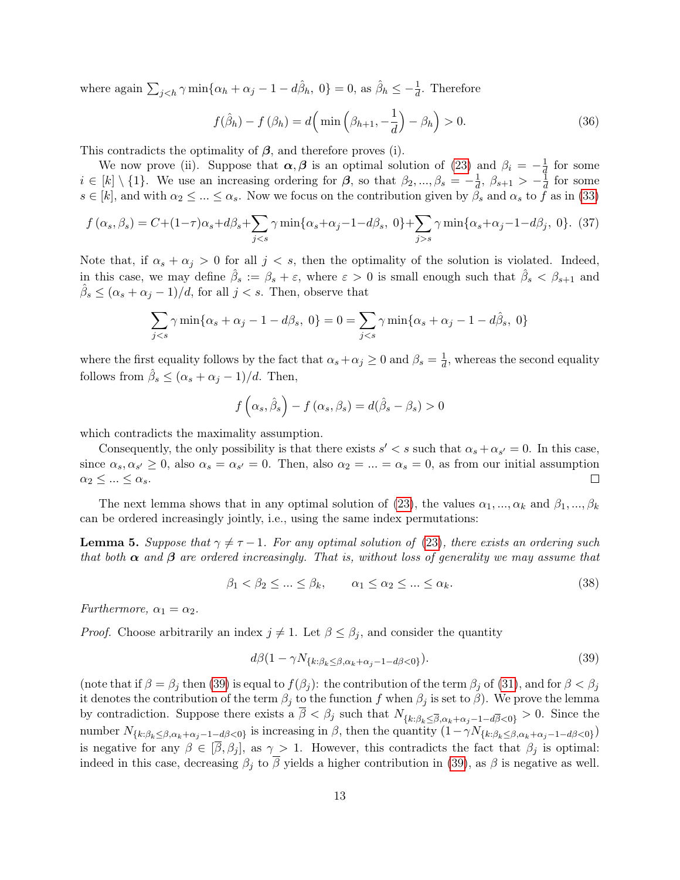where again $\sum_{j<h} \gamma \min\{\alpha_h + \alpha_j - 1 - d\hat{\beta}_h,\ 0\} = 0$, as $\hat{\beta}_h \leq -\frac{1}{d}$. Therefore

$$f(\hat{\beta}_h) - f(\beta_h) = d\Big(\min\Big(\beta_{h+1}, -\frac{1}{d}\Big) - \beta_h\Big) > 0. \tag{36}$$

This contradicts the optimality of $\boldsymbol{\beta}$, and therefore proves (i).

We now prove (ii). Suppose that $\boldsymbol{\alpha}, \boldsymbol{\beta}$ is an optimal solution of (23) and $\beta_i = -\frac{1}{d}$ for some $i \in [k] \setminus \{1\}$. We use an increasing ordering for $\boldsymbol{\beta}$, so that $\beta_2, ..., \beta_s = -\frac{1}{d}$, $\beta_{s+1} > -\frac{1}{d}$ for some $s \in [k]$, and with $\alpha_2 \leq ... \leq \alpha_s$. Now we focus on the contribution given by $\beta_s$ and $\alpha_s$ to $f$ as in (33)

$$f(\alpha_s, \beta_s) = C + (1-\tau)\alpha_s + d\beta_s + \sum_{j<s} \gamma \min\{\alpha_s + \alpha_j - 1 - d\beta_s,\ 0\} + \sum_{j>s} \gamma \min\{\alpha_s + \alpha_j - 1 - d\beta_j,\ 0\}. \tag{37}$$

Note that, if $\alpha_s + \alpha_j > 0$ for all $j < s$, then the optimality of the solution is violated. Indeed, in this case, we may define $\hat{\beta}_s := \beta_s + \varepsilon$, where $\varepsilon > 0$ is small enough such that $\hat{\beta}_s < \beta_{s+1}$ and $\hat{\beta}_s \leq (\alpha_s + \alpha_j - 1)/d$, for all $j < s$. Then, observe that

$$\sum_{j<s} \gamma \min\{\alpha_s + \alpha_j - 1 - d\beta_s,\ 0\} = 0 = \sum_{j<s} \gamma \min\{\alpha_s + \alpha_j - 1 - d\hat{\beta}_s,\ 0\}$$

where the first equality follows by the fact that $\alpha_s + \alpha_j \geq 0$ and $\beta_s = \frac{1}{d}$, whereas the second equality follows from $\hat{\beta}_s \leq (\alpha_s + \alpha_j - 1)/d$. Then,

$$f\left(\alpha_s, \hat{\beta}_s\right) - f(\alpha_s, \beta_s) = d(\hat{\beta}_s - \beta_s) > 0$$

which contradicts the maximality assumption.

Consequently, the only possibility is that there exists $s' < s$ such that $\alpha_s + \alpha_{s'} = 0$. In this case, since $\alpha_s, \alpha_{s'} \geq 0$, also $\alpha_s = \alpha_{s'} = 0$. Then, also $\alpha_2 = ... = \alpha_s = 0$, as from our initial assumption $\alpha_2 \leq ... \leq \alpha_s$. $\square$

The next lemma shows that in any optimal solution of (23), the values $\alpha_1, ..., \alpha_k$ and $\beta_1, ..., \beta_k$ can be ordered increasingly jointly, i.e., using the same index permutations:

**Lemma 5.** *Suppose that $\gamma \neq \tau - 1$. For any optimal solution of (23), there exists an ordering such that both $\boldsymbol{\alpha}$ and $\boldsymbol{\beta}$ are ordered increasingly. That is, without loss of generality we may assume that*

$$\beta_1 < \beta_2 \leq ... \leq \beta_k, \qquad \alpha_1 \leq \alpha_2 \leq ... \leq \alpha_k. \tag{38}$$

*Furthermore, $\alpha_1 = \alpha_2$.*

*Proof.* Choose arbitrarily an index $j \neq 1$. Let $\beta \leq \beta_j$, and consider the quantity

$$d\beta(1 - \gamma N_{\{k:\beta_k \leq \beta, \alpha_k + \alpha_j - 1 - d\beta < 0\}}). \tag{39}$$

(note that if $\beta = \beta_j$ then (39) is equal to $f(\beta_j)$: the contribution of the term $\beta_j$ of (31), and for $\beta < \beta_j$ it denotes the contribution of the term $\beta_j$ to the function $f$ when $\beta_j$ is set to $\beta$). We prove the lemma by contradiction. Suppose there exists a $\overline{\beta} < \beta_j$ such that $N_{\{k:\beta_k \leq \overline{\beta}, \alpha_k + \alpha_j - 1 - d\overline{\beta} < 0\}} > 0$. Since the number $N_{\{k:\beta_k \leq \beta, \alpha_k + \alpha_j - 1 - d\beta < 0\}}$ is increasing in $\beta$, then the quantity $(1 - \gamma N_{\{k:\beta_k \leq \beta, \alpha_k + \alpha_j - 1 - d\beta < 0\}})$ is negative for any $\beta \in [\overline{\beta}, \beta_j]$, as $\gamma > 1$. However, this contradicts the fact that $\beta_j$ is optimal: indeed in this case, decreasing $\beta_j$ to $\overline{\beta}$ yields a higher contribution in (39), as $\beta$ is negative as well.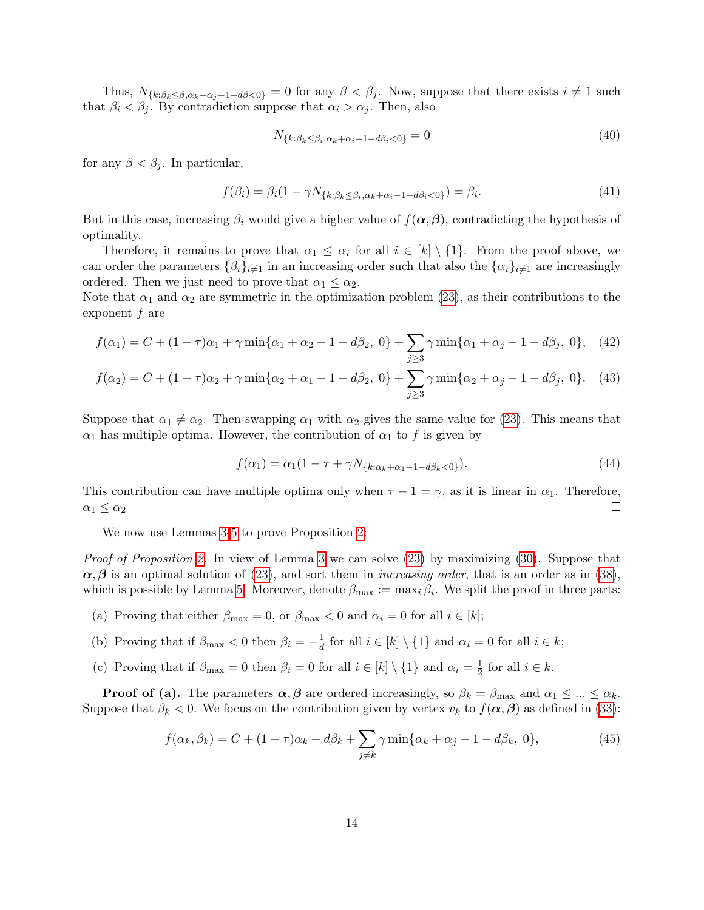Thus, $N_{\{k:\beta_k\leq\beta,\alpha_k+\alpha_j-1-d\beta<0\}} = 0$ for any $\beta < \beta_j$. Now, suppose that there exists $i \neq 1$ such that $\beta_i < \beta_j$. By contradiction suppose that $\alpha_i > \alpha_j$. Then, also

$$N_{\{k:\beta_k\leq\beta_i,\alpha_k+\alpha_i-1-d\beta_i<0\}} = 0 \tag{40}$$

for any $\beta < \beta_j$. In particular,

$$f(\beta_i) = \beta_i(1 - \gamma N_{\{k:\beta_k\leq\beta_i,\alpha_k+\alpha_i-1-d\beta_i<0\}}) = \beta_i. \tag{41}$$

But in this case, increasing $\beta_i$ would give a higher value of $f(\boldsymbol{\alpha}, \boldsymbol{\beta})$, contradicting the hypothesis of optimality.

Therefore, it remains to prove that $\alpha_1 \leq \alpha_i$ for all $i \in [k] \setminus \{1\}$. From the proof above, we can order the parameters $\{\beta_i\}_{i\neq 1}$ in an increasing order such that also the $\{\alpha_i\}_{i\neq 1}$ are increasingly ordered. Then we just need to prove that $\alpha_1 \leq \alpha_2$.
Note that $\alpha_1$ and $\alpha_2$ are symmetric in the optimization problem (23), as their contributions to the exponent $f$ are

$$f(\alpha_1) = C + (1-\tau)\alpha_1 + \gamma \min\{\alpha_1 + \alpha_2 - 1 - d\beta_2,\ 0\} + \sum_{j\geq 3} \gamma \min\{\alpha_1 + \alpha_j - 1 - d\beta_j,\ 0\}, \tag{42}$$

$$f(\alpha_2) = C + (1-\tau)\alpha_2 + \gamma \min\{\alpha_2 + \alpha_1 - 1 - d\beta_2,\ 0\} + \sum_{j\geq 3} \gamma \min\{\alpha_2 + \alpha_j - 1 - d\beta_j,\ 0\}. \tag{43}$$

Suppose that $\alpha_1 \neq \alpha_2$. Then swapping $\alpha_1$ with $\alpha_2$ gives the same value for (23). This means that $\alpha_1$ has multiple optima. However, the contribution of $\alpha_1$ to $f$ is given by

$$f(\alpha_1) = \alpha_1(1 - \tau + \gamma N_{\{k:\alpha_k+\alpha_1-1-d\beta_k<0\}}). \tag{44}$$

This contribution can have multiple optima only when $\tau - 1 = \gamma$, as it is linear in $\alpha_1$. Therefore, $\alpha_1 \leq \alpha_2$ ∎

We now use Lemmas 3-5 to prove Proposition 2:

*Proof of Proposition 2.* In view of Lemma 3 we can solve (23) by maximizing (30). Suppose that $\boldsymbol{\alpha}, \boldsymbol{\beta}$ is an optimal solution of (23), and sort them in *increasing order*, that is an order as in (38), which is possible by Lemma 5. Moreover, denote $\beta_{\max} := \max_i \beta_i$. We split the proof in three parts:

(a) Proving that either $\beta_{\max} = 0$, or $\beta_{\max} < 0$ and $\alpha_i = 0$ for all $i \in [k]$;

(b) Proving that if $\beta_{\max} < 0$ then $\beta_i = -\frac{1}{d}$ for all $i \in [k] \setminus \{1\}$ and $\alpha_i = 0$ for all $i \in k$;

(c) Proving that if $\beta_{\max} = 0$ then $\beta_i = 0$ for all $i \in [k] \setminus \{1\}$ and $\alpha_i = \frac{1}{2}$ for all $i \in k$.

**Proof of (a).** The parameters $\boldsymbol{\alpha}, \boldsymbol{\beta}$ are ordered increasingly, so $\beta_k = \beta_{\max}$ and $\alpha_1 \leq ... \leq \alpha_k$. Suppose that $\beta_k < 0$. We focus on the contribution given by vertex $v_k$ to $f(\boldsymbol{\alpha}, \boldsymbol{\beta})$ as defined in (33):

$$f(\alpha_k, \beta_k) = C + (1-\tau)\alpha_k + d\beta_k + \sum_{j\neq k} \gamma \min\{\alpha_k + \alpha_j - 1 - d\beta_k,\ 0\}, \tag{45}$$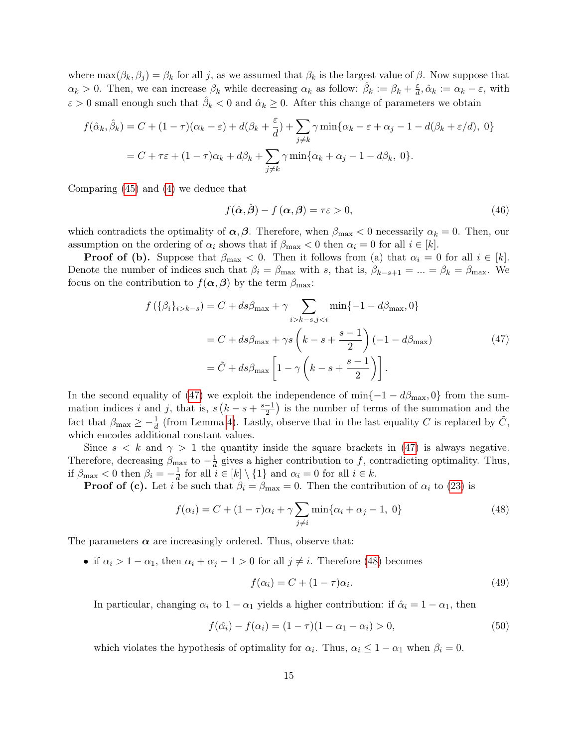where $\max(\beta_k, \beta_j) = \beta_k$ for all $j$, as we assumed that $\beta_k$ is the largest value of $\beta$. Now suppose that $\alpha_k > 0$. Then, we can increase $\beta_k$ while decreasing $\alpha_k$ as follow: $\hat{\beta}_k := \beta_k + \frac{\varepsilon}{d}, \hat{\alpha}_k := \alpha_k - \varepsilon$, with $\varepsilon > 0$ small enough such that $\hat{\beta}_k < 0$ and $\hat{\alpha}_k \geq 0$. After this change of parameters we obtain

$$
\begin{aligned}
f(\hat{\alpha}_k, \hat{\beta}_k) &= C + (1-\tau)(\alpha_k - \varepsilon) + d(\beta_k + \frac{\varepsilon}{d}) + \sum_{j \neq k} \gamma \min\{\alpha_k - \varepsilon + \alpha_j - 1 - d(\beta_k + \varepsilon/d),\ 0\} \\
&= C + \tau\varepsilon + (1-\tau)\alpha_k + d\beta_k + \sum_{j \neq k} \gamma \min\{\alpha_k + \alpha_j - 1 - d\beta_k,\ 0\}.
\end{aligned}
$$

Comparing (45) and (4) we deduce that

$$
f(\hat{\boldsymbol{\alpha}}, \hat{\boldsymbol{\beta}}) - f(\boldsymbol{\alpha}, \boldsymbol{\beta}) = \tau\varepsilon > 0, \tag{46}
$$

which contradicts the optimality of $\boldsymbol{\alpha}, \boldsymbol{\beta}$. Therefore, when $\beta_{\max} < 0$ necessarily $\alpha_k = 0$. Then, our assumption on the ordering of $\alpha_i$ shows that if $\beta_{\max} < 0$ then $\alpha_i = 0$ for all $i \in [k]$.

**Proof of (b).** Suppose that $\beta_{\max} < 0$. Then it follows from (a) that $\alpha_i = 0$ for all $i \in [k]$. Denote the number of indices such that $\beta_i = \beta_{\max}$ with $s$, that is, $\beta_{k-s+1} = \ldots = \beta_k = \beta_{\max}$. We focus on the contribution to $f(\boldsymbol{\alpha}, \boldsymbol{\beta})$ by the term $\beta_{\max}$:

$$
\begin{aligned}
f\left(\{\beta_i\}_{i > k-s}\right) &= C + ds\beta_{\max} + \gamma \sum_{i > k-s, j < i} \min\{-1 - d\beta_{\max}, 0\} \\
&= C + ds\beta_{\max} + \gamma s \left(k - s + \frac{s-1}{2}\right)(-1 - d\beta_{\max}) \\
&= \tilde{C} + ds\beta_{\max}\left[1 - \gamma\left(k - s + \frac{s-1}{2}\right)\right].
\end{aligned} \tag{47}
$$

In the second equality of (47) we exploit the independence of $\min\{-1 - d\beta_{\max}, 0\}$ from the summation indices $i$ and $j$, that is, $s\left(k - s + \frac{s-1}{2}\right)$ is the number of terms of the summation and the fact that $\beta_{\max} \geq -\frac{1}{d}$ (from Lemma 4). Lastly, observe that in the last equality $C$ is replaced by $\tilde{C}$, which encodes additional constant values.

Since $s < k$ and $\gamma > 1$ the quantity inside the square brackets in (47) is always negative. Therefore, decreasing $\beta_{\max}$ to $-\frac{1}{d}$ gives a higher contribution to $f$, contradicting optimality. Thus, if $\beta_{\max} < 0$ then $\beta_i = -\frac{1}{d}$ for all $i \in [k] \setminus \{1\}$ and $\alpha_i = 0$ for all $i \in k$.

**Proof of (c).** Let $i$ be such that $\beta_i = \beta_{\max} = 0$. Then the contribution of $\alpha_i$ to (23) is

$$
f(\alpha_i) = C + (1-\tau)\alpha_i + \gamma \sum_{j \neq i} \min\{\alpha_i + \alpha_j - 1,\ 0\} \tag{48}
$$

The parameters $\boldsymbol{\alpha}$ are increasingly ordered. Thus, observe that:

- if $\alpha_i > 1 - \alpha_1$, then $\alpha_i + \alpha_j - 1 > 0$ for all $j \neq i$. Therefore (48) becomes

$$
f(\alpha_i) = C + (1-\tau)\alpha_i. \tag{49}
$$

  In particular, changing $\alpha_i$ to $1 - \alpha_1$ yields a higher contribution: if $\hat{\alpha}_i = 1 - \alpha_1$, then

$$
f(\hat{\alpha}_i) - f(\alpha_i) = (1-\tau)(1 - \alpha_1 - \alpha_i) > 0, \tag{50}
$$

  which violates the hypothesis of optimality for $\alpha_i$. Thus, $\alpha_i \leq 1 - \alpha_1$ when $\beta_i = 0$.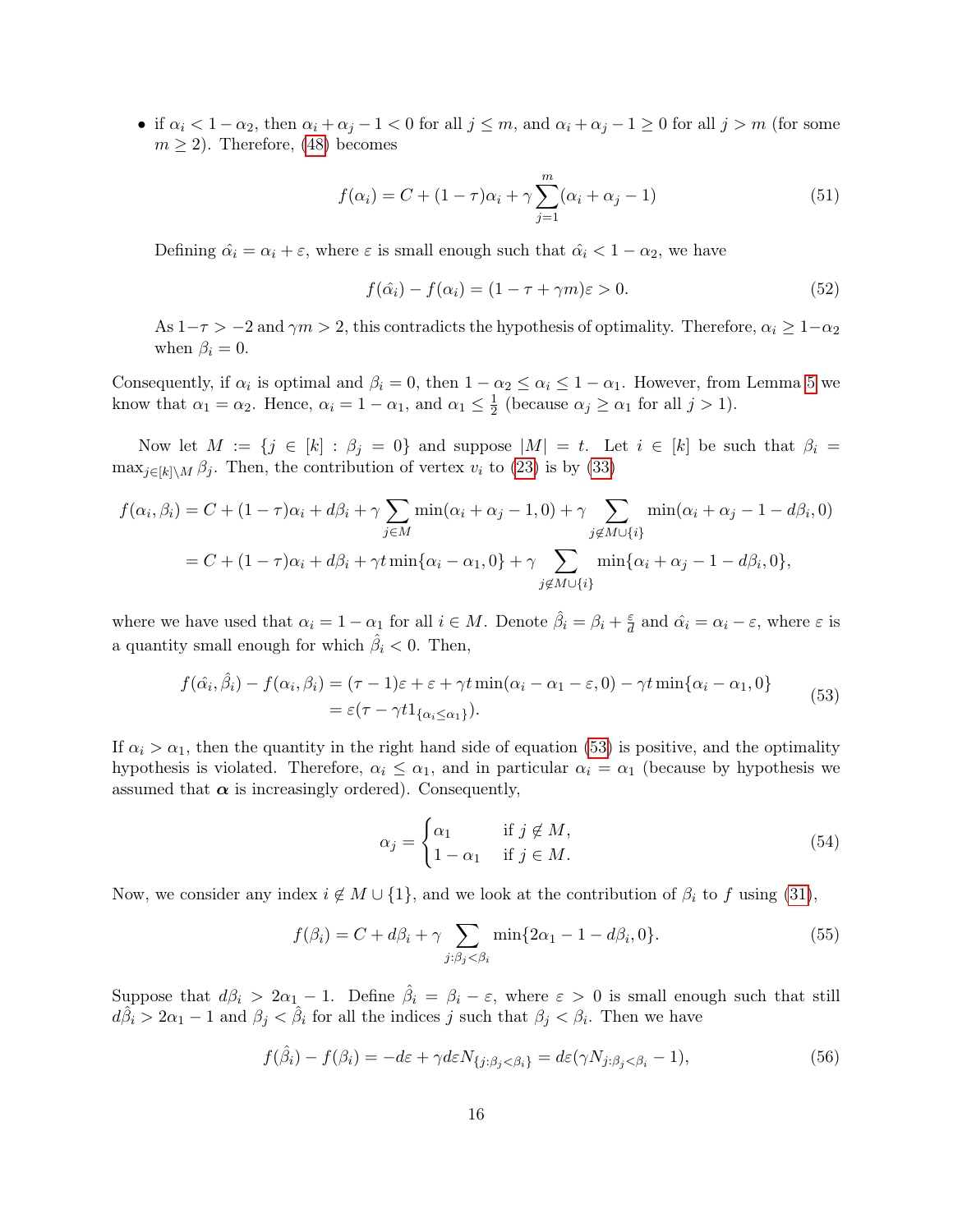- if $\alpha_i < 1 - \alpha_2$, then $\alpha_i + \alpha_j - 1 < 0$ for all $j \leq m$, and $\alpha_i + \alpha_j - 1 \geq 0$ for all $j > m$ (for some $m \geq 2$). Therefore, (48) becomes

$$f(\alpha_i) = C + (1-\tau)\alpha_i + \gamma \sum_{j=1}^{m} (\alpha_i + \alpha_j - 1) \tag{51}$$

Defining $\hat{\alpha_i} = \alpha_i + \varepsilon$, where $\varepsilon$ is small enough such that $\hat{\alpha_i} < 1 - \alpha_2$, we have

$$f(\hat{\alpha_i}) - f(\alpha_i) = (1 - \tau + \gamma m)\varepsilon > 0. \tag{52}$$

As $1-\tau > -2$ and $\gamma m > 2$, this contradicts the hypothesis of optimality. Therefore, $\alpha_i \geq 1-\alpha_2$ when $\beta_i = 0$.

Consequently, if $\alpha_i$ is optimal and $\beta_i = 0$, then $1 - \alpha_2 \leq \alpha_i \leq 1 - \alpha_1$. However, from Lemma 5 we know that $\alpha_1 = \alpha_2$. Hence, $\alpha_i = 1 - \alpha_1$, and $\alpha_1 \leq \frac{1}{2}$ (because $\alpha_j \geq \alpha_1$ for all $j > 1$).

Now let $M := \{j \in [k] : \beta_j = 0\}$ and suppose $|M| = t$. Let $i \in [k]$ be such that $\beta_i = \max_{j \in [k] \setminus M} \beta_j$. Then, the contribution of vertex $v_i$ to (23) is by (33)

$$\begin{aligned} f(\alpha_i, \beta_i) &= C + (1-\tau)\alpha_i + d\beta_i + \gamma \sum_{j \in M} \min(\alpha_i + \alpha_j - 1, 0) + \gamma \sum_{j \notin M \cup \{i\}} \min(\alpha_i + \alpha_j - 1 - d\beta_i, 0) \\ &= C + (1-\tau)\alpha_i + d\beta_i + \gamma t \min\{\alpha_i - \alpha_1, 0\} + \gamma \sum_{j \notin M \cup \{i\}} \min\{\alpha_i + \alpha_j - 1 - d\beta_i, 0\}, \end{aligned}$$

where we have used that $\alpha_i = 1 - \alpha_1$ for all $i \in M$. Denote $\hat{\beta_i} = \beta_i + \frac{\varepsilon}{d}$ and $\hat{\alpha_i} = \alpha_i - \varepsilon$, where $\varepsilon$ is a quantity small enough for which $\hat{\beta_i} < 0$. Then,

$$\begin{aligned} f(\hat{\alpha_i}, \hat{\beta_i}) - f(\alpha_i, \beta_i) &= (\tau - 1)\varepsilon + \varepsilon + \gamma t \min(\alpha_i - \alpha_1 - \varepsilon, 0) - \gamma t \min\{\alpha_i - \alpha_1, 0\} \\ &= \varepsilon(\tau - \gamma t 1_{\{\alpha_i \leq \alpha_1\}}). \end{aligned} \tag{53}$$

If $\alpha_i > \alpha_1$, then the quantity in the right hand side of equation (53) is positive, and the optimality hypothesis is violated. Therefore, $\alpha_i \leq \alpha_1$, and in particular $\alpha_i = \alpha_1$ (because by hypothesis we assumed that $\boldsymbol{\alpha}$ is increasingly ordered). Consequently,

$$\alpha_j = \begin{cases} \alpha_1 & \text{if } j \notin M, \\ 1 - \alpha_1 & \text{if } j \in M. \end{cases} \tag{54}$$

Now, we consider any index $i \notin M \cup \{1\}$, and we look at the contribution of $\beta_i$ to $f$ using (31),

$$f(\beta_i) = C + d\beta_i + \gamma \sum_{j : \beta_j < \beta_i} \min\{2\alpha_1 - 1 - d\beta_i, 0\}. \tag{55}$$

Suppose that $d\beta_i > 2\alpha_1 - 1$. Define $\hat{\beta_i} = \beta_i - \varepsilon$, where $\varepsilon > 0$ is small enough such that still $d\hat{\beta_i} > 2\alpha_1 - 1$ and $\beta_j < \hat{\beta_i}$ for all the indices $j$ such that $\beta_j < \beta_i$. Then we have

$$f(\hat{\beta_i}) - f(\beta_i) = -d\varepsilon + \gamma d\varepsilon N_{\{j:\beta_j < \beta_i\}} = d\varepsilon(\gamma N_{j:\beta_j < \beta_i} - 1), \tag{56}$$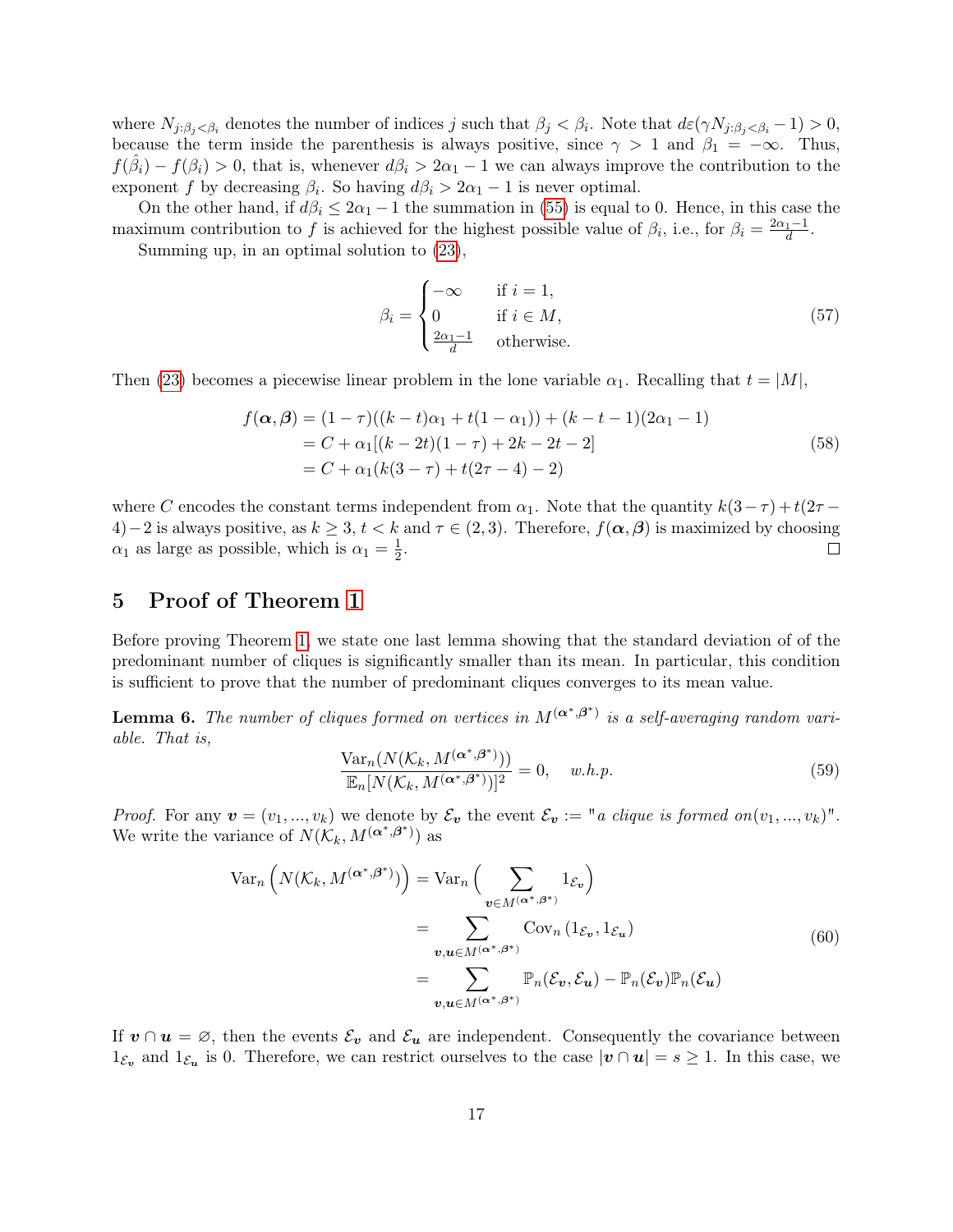where $N_{j:\beta_j<\beta_i}$ denotes the number of indices $j$ such that $\beta_j < \beta_i$. Note that $d\varepsilon(\gamma N_{j:\beta_j<\beta_i} - 1) > 0$, because the term inside the parenthesis is always positive, since $\gamma > 1$ and $\beta_1 = -\infty$. Thus, $f(\hat{\beta}_i) - f(\beta_i) > 0$, that is, whenever $d\beta_i > 2\alpha_1 - 1$ we can always improve the contribution to the exponent $f$ by decreasing $\beta_i$. So having $d\beta_i > 2\alpha_1 - 1$ is never optimal.

On the other hand, if $d\beta_i \leq 2\alpha_1 - 1$ the summation in (55) is equal to 0. Hence, in this case the maximum contribution to $f$ is achieved for the highest possible value of $\beta_i$, i.e., for $\beta_i = \frac{2\alpha_1 - 1}{d}$.

Summing up, in an optimal solution to (23),

$$\beta_i = \begin{cases} -\infty & \text{if } i = 1, \\ 0 & \text{if } i \in M, \\ \frac{2\alpha_1 - 1}{d} & \text{otherwise.} \end{cases} \tag{57}$$

Then (23) becomes a piecewise linear problem in the lone variable $\alpha_1$. Recalling that $t = |M|$,

$$\begin{aligned} f(\boldsymbol{\alpha}, \boldsymbol{\beta}) &= (1-\tau)((k-t)\alpha_1 + t(1-\alpha_1)) + (k-t-1)(2\alpha_1 - 1) \\ &= C + \alpha_1[(k-2t)(1-\tau) + 2k - 2t - 2] \\ &= C + \alpha_1(k(3-\tau) + t(2\tau - 4) - 2) \end{aligned} \tag{58}$$

where $C$ encodes the constant terms independent from $\alpha_1$. Note that the quantity $k(3-\tau) + t(2\tau - 4) - 2$ is always positive, as $k \geq 3$, $t < k$ and $\tau \in (2, 3)$. Therefore, $f(\boldsymbol{\alpha}, \boldsymbol{\beta})$ is maximized by choosing $\alpha_1$ as large as possible, which is $\alpha_1 = \frac{1}{2}$. □

## 5 Proof of Theorem 1

Before proving Theorem 1, we state one last lemma showing that the standard deviation of of the predominant number of cliques is significantly smaller than its mean. In particular, this condition is sufficient to prove that the number of predominant cliques converges to its mean value.

**Lemma 6.** *The number of cliques formed on vertices in $M^{(\boldsymbol{\alpha}^*, \boldsymbol{\beta}^*)}$ is a self-averaging random variable. That is,*

$$\frac{\mathrm{Var}_n(N(\mathcal{K}_k, M^{(\boldsymbol{\alpha}^*, \boldsymbol{\beta}^*)}))}{\mathbb{E}_n[N(\mathcal{K}_k, M^{(\boldsymbol{\alpha}^*, \boldsymbol{\beta}^*)})]^2} = 0, \quad \textit{w.h.p.} \tag{59}$$

*Proof.* For any $\boldsymbol{v} = (v_1, ..., v_k)$ we denote by $\mathcal{E}_{\boldsymbol{v}}$ the event $\mathcal{E}_{\boldsymbol{v}} :=$ "*a clique is formed on*$(v_1, ..., v_k)$". We write the variance of $N(\mathcal{K}_k, M^{(\boldsymbol{\alpha}^*, \boldsymbol{\beta}^*)})$ as

$$\begin{aligned} \mathrm{Var}_n\left(N(\mathcal{K}_k, M^{(\boldsymbol{\alpha}^*, \boldsymbol{\beta}^*)})\right) &= \mathrm{Var}_n\Big(\sum_{\boldsymbol{v} \in M^{(\boldsymbol{\alpha}^*, \boldsymbol{\beta}^*)}} 1_{\mathcal{E}_{\boldsymbol{v}}}\Big) \\ &= \sum_{\boldsymbol{v}, \boldsymbol{u} \in M^{(\boldsymbol{\alpha}^*, \boldsymbol{\beta}^*)}} \mathrm{Cov}_n\left(1_{\mathcal{E}_{\boldsymbol{v}}}, 1_{\mathcal{E}_{\boldsymbol{u}}}\right) \\ &= \sum_{\boldsymbol{v}, \boldsymbol{u} \in M^{(\boldsymbol{\alpha}^*, \boldsymbol{\beta}^*)}} \mathbb{P}_n(\mathcal{E}_{\boldsymbol{v}}, \mathcal{E}_{\boldsymbol{u}}) - \mathbb{P}_n(\mathcal{E}_{\boldsymbol{v}})\mathbb{P}_n(\mathcal{E}_{\boldsymbol{u}}) \end{aligned} \tag{60}$$

If $\boldsymbol{v} \cap \boldsymbol{u} = \varnothing$, then the events $\mathcal{E}_{\boldsymbol{v}}$ and $\mathcal{E}_{\boldsymbol{u}}$ are independent. Consequently the covariance between $1_{\mathcal{E}_{\boldsymbol{v}}}$ and $1_{\mathcal{E}_{\boldsymbol{u}}}$ is 0. Therefore, we can restrict ourselves to the case $|\boldsymbol{v} \cap \boldsymbol{u}| = s \geq 1$. In this case, we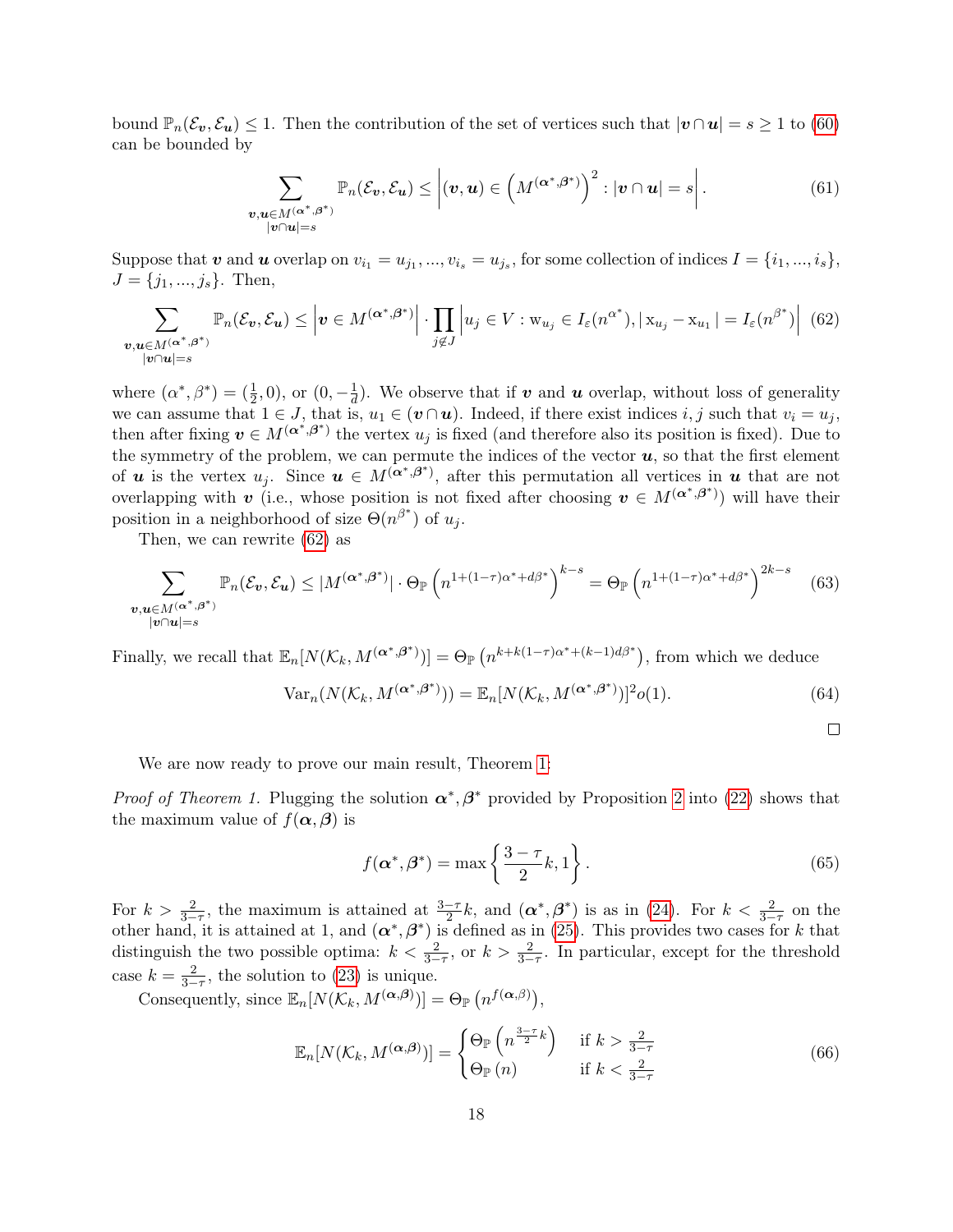bound $\mathbb{P}_n(\mathcal{E}_{\boldsymbol{v}}, \mathcal{E}_{\boldsymbol{u}}) \leq 1$. Then the contribution of the set of vertices such that $|\boldsymbol{v} \cap \boldsymbol{u}| = s \geq 1$ to (60) can be bounded by

$$\sum_{\substack{\boldsymbol{v},\boldsymbol{u} \in M^{(\boldsymbol{\alpha}^*,\boldsymbol{\beta}^*)} \\ |\boldsymbol{v}\cap\boldsymbol{u}|=s}} \mathbb{P}_n(\mathcal{E}_{\boldsymbol{v}}, \mathcal{E}_{\boldsymbol{u}}) \leq \left| (\boldsymbol{v}, \boldsymbol{u}) \in \left(M^{(\boldsymbol{\alpha}^*,\boldsymbol{\beta}^*)}\right)^2 : |\boldsymbol{v} \cap \boldsymbol{u}| = s \right|. \tag{61}$$

Suppose that $\boldsymbol{v}$ and $\boldsymbol{u}$ overlap on $v_{i_1} = u_{j_1}, ..., v_{i_s} = u_{j_s}$, for some collection of indices $I = \{i_1, ..., i_s\}$, $J = \{j_1, ..., j_s\}$. Then,

$$\sum_{\substack{\boldsymbol{v},\boldsymbol{u} \in M^{(\boldsymbol{\alpha}^*,\boldsymbol{\beta}^*)} \\ |\boldsymbol{v}\cap\boldsymbol{u}|=s}} \mathbb{P}_n(\mathcal{E}_{\boldsymbol{v}}, \mathcal{E}_{\boldsymbol{u}}) \leq \left| \boldsymbol{v} \in M^{(\boldsymbol{\alpha}^*,\boldsymbol{\beta}^*)} \right| \cdot \prod_{j \notin J} \left| u_j \in V : \mathrm{w}_{u_j} \in I_\varepsilon(n^{\alpha^*}), |\, \mathrm{x}_{u_j} - \mathrm{x}_{u_1} \,| = I_\varepsilon(n^{\beta^*}) \right| \tag{62}$$

where $(\alpha^*, \beta^*) = (\frac{1}{2}, 0)$, or $(0, -\frac{1}{d})$. We observe that if $\boldsymbol{v}$ and $\boldsymbol{u}$ overlap, without loss of generality we can assume that $1 \in J$, that is, $u_1 \in (\boldsymbol{v} \cap \boldsymbol{u})$. Indeed, if there exist indices $i, j$ such that $v_i = u_j$, then after fixing $\boldsymbol{v} \in M^{(\boldsymbol{\alpha}^*,\boldsymbol{\beta}^*)}$ the vertex $u_j$ is fixed (and therefore also its position is fixed). Due to the symmetry of the problem, we can permute the indices of the vector $\boldsymbol{u}$, so that the first element of $\boldsymbol{u}$ is the vertex $u_j$. Since $\boldsymbol{u} \in M^{(\boldsymbol{\alpha}^*,\boldsymbol{\beta}^*)}$, after this permutation all vertices in $\boldsymbol{u}$ that are not overlapping with $\boldsymbol{v}$ (i.e., whose position is not fixed after choosing $\boldsymbol{v} \in M^{(\boldsymbol{\alpha}^*,\boldsymbol{\beta}^*)}$) will have their position in a neighborhood of size $\Theta(n^{\beta^*})$ of $u_j$.

Then, we can rewrite (62) as

$$\sum_{\substack{\boldsymbol{v},\boldsymbol{u} \in M^{(\boldsymbol{\alpha}^*,\boldsymbol{\beta}^*)} \\ |\boldsymbol{v}\cap\boldsymbol{u}|=s}} \mathbb{P}_n(\mathcal{E}_{\boldsymbol{v}}, \mathcal{E}_{\boldsymbol{u}}) \leq |M^{(\boldsymbol{\alpha}^*,\boldsymbol{\beta}^*)}| \cdot \Theta_{\mathbb{P}}\left(n^{1+(1-\tau)\alpha^*+d\beta^*}\right)^{k-s} = \Theta_{\mathbb{P}}\left(n^{1+(1-\tau)\alpha^*+d\beta^*}\right)^{2k-s} \tag{63}$$

Finally, we recall that $\mathbb{E}_n[N(\mathcal{K}_k, M^{(\boldsymbol{\alpha}^*,\boldsymbol{\beta}^*)})] = \Theta_{\mathbb{P}}\left(n^{k+k(1-\tau)\alpha^*+(k-1)d\beta^*}\right)$, from which we deduce

$$\mathrm{Var}_n(N(\mathcal{K}_k, M^{(\boldsymbol{\alpha}^*,\boldsymbol{\beta}^*)})) = \mathbb{E}_n[N(\mathcal{K}_k, M^{(\boldsymbol{\alpha}^*,\boldsymbol{\beta}^*)})]^2 o(1). \tag{64}$$

□

We are now ready to prove our main result, Theorem 1:

*Proof of Theorem 1.* Plugging the solution $\boldsymbol{\alpha}^*, \boldsymbol{\beta}^*$ provided by Proposition 2 into (22) shows that the maximum value of $f(\boldsymbol{\alpha}, \boldsymbol{\beta})$ is

$$f(\boldsymbol{\alpha}^*, \boldsymbol{\beta}^*) = \max\left\{\frac{3-\tau}{2}k, 1\right\}. \tag{65}$$

For $k > \frac{2}{3-\tau}$, the maximum is attained at $\frac{3-\tau}{2}k$, and $(\boldsymbol{\alpha}^*, \boldsymbol{\beta}^*)$ is as in (24). For $k < \frac{2}{3-\tau}$ on the other hand, it is attained at 1, and $(\boldsymbol{\alpha}^*, \boldsymbol{\beta}^*)$ is defined as in (25). This provides two cases for $k$ that distinguish the two possible optima: $k < \frac{2}{3-\tau}$, or $k > \frac{2}{3-\tau}$. In particular, except for the threshold case $k = \frac{2}{3-\tau}$, the solution to (23) is unique.

Consequently, since $\mathbb{E}_n[N(\mathcal{K}_k, M^{(\boldsymbol{\alpha},\boldsymbol{\beta})})] = \Theta_{\mathbb{P}}\left(n^{f(\boldsymbol{\alpha},\beta)}\right)$,

$$\mathbb{E}_n[N(\mathcal{K}_k, M^{(\boldsymbol{\alpha},\boldsymbol{\beta})})] = \begin{cases} \Theta_{\mathbb{P}}\left(n^{\frac{3-\tau}{2}k}\right) & \text{if } k > \frac{2}{3-\tau} \\ \Theta_{\mathbb{P}}(n) & \text{if } k < \frac{2}{3-\tau} \end{cases} \tag{66}$$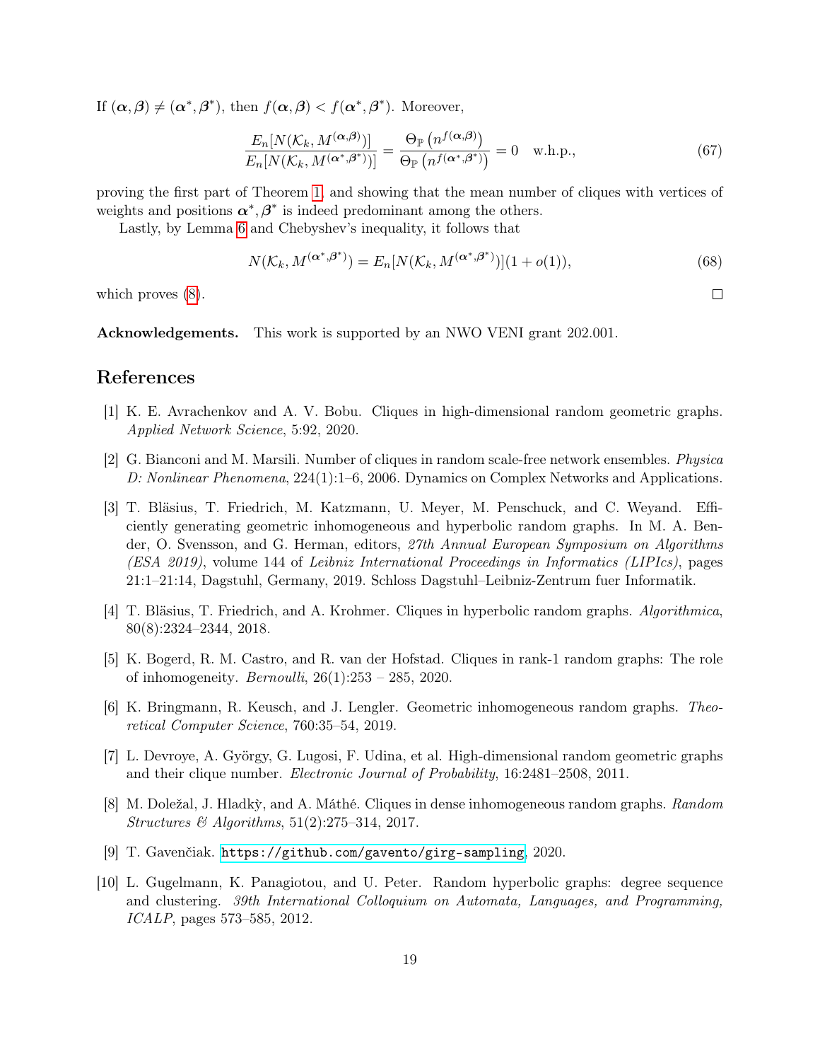If $(\boldsymbol{\alpha}, \boldsymbol{\beta}) \neq (\boldsymbol{\alpha}^*, \boldsymbol{\beta}^*)$, then $f(\boldsymbol{\alpha}, \boldsymbol{\beta}) < f(\boldsymbol{\alpha}^*, \boldsymbol{\beta}^*)$. Moreover,

$$\frac{E_n[N(\mathcal{K}_k, M^{(\boldsymbol{\alpha}, \boldsymbol{\beta})})]}{E_n[N(\mathcal{K}_k, M^{(\boldsymbol{\alpha}^*, \boldsymbol{\beta}^*)})]} = \frac{\Theta_{\mathbb{P}}\left(n^{f(\boldsymbol{\alpha}, \boldsymbol{\beta})}\right)}{\Theta_{\mathbb{P}}\left(n^{f(\boldsymbol{\alpha}^*, \boldsymbol{\beta}^*)}\right)} = 0 \quad \text{w.h.p.,} \tag{67}$$

proving the first part of Theorem 1, and showing that the mean number of cliques with vertices of weights and positions $\boldsymbol{\alpha}^*, \boldsymbol{\beta}^*$ is indeed predominant among the others.

Lastly, by Lemma 6 and Chebyshev's inequality, it follows that

$$N(\mathcal{K}_k, M^{(\boldsymbol{\alpha}^*, \boldsymbol{\beta}^*)}) = E_n[N(\mathcal{K}_k, M^{(\boldsymbol{\alpha}^*, \boldsymbol{\beta}^*)})](1 + o(1)), \tag{68}$$

which proves (8). □

**Acknowledgements.** This work is supported by an NWO VENI grant 202.001.

# References

[1] K. E. Avrachenkov and A. V. Bobu. Cliques in high-dimensional random geometric graphs. *Applied Network Science*, 5:92, 2020.

[2] G. Bianconi and M. Marsili. Number of cliques in random scale-free network ensembles. *Physica D: Nonlinear Phenomena*, 224(1):1–6, 2006. Dynamics on Complex Networks and Applications.

[3] T. Bläsius, T. Friedrich, M. Katzmann, U. Meyer, M. Penschuck, and C. Weyand. Efficiently generating geometric inhomogeneous and hyperbolic random graphs. In M. A. Bender, O. Svensson, and G. Herman, editors, *27th Annual European Symposium on Algorithms (ESA 2019)*, volume 144 of *Leibniz International Proceedings in Informatics (LIPIcs)*, pages 21:1–21:14, Dagstuhl, Germany, 2019. Schloss Dagstuhl–Leibniz-Zentrum fuer Informatik.

[4] T. Bläsius, T. Friedrich, and A. Krohmer. Cliques in hyperbolic random graphs. *Algorithmica*, 80(8):2324–2344, 2018.

[5] K. Bogerd, R. M. Castro, and R. van der Hofstad. Cliques in rank-1 random graphs: The role of inhomogeneity. *Bernoulli*, 26(1):253 – 285, 2020.

[6] K. Bringmann, R. Keusch, and J. Lengler. Geometric inhomogeneous random graphs. *Theoretical Computer Science*, 760:35–54, 2019.

[7] L. Devroye, A. György, G. Lugosi, F. Udina, et al. High-dimensional random geometric graphs and their clique number. *Electronic Journal of Probability*, 16:2481–2508, 2011.

[8] M. Doležal, J. Hladkỳ, and A. Máthé. Cliques in dense inhomogeneous random graphs. *Random Structures & Algorithms*, 51(2):275–314, 2017.

[9] T. Gavenčiak. https://github.com/gavento/girg-sampling, 2020.

[10] L. Gugelmann, K. Panagiotou, and U. Peter. Random hyperbolic graphs: degree sequence and clustering. *39th International Colloquium on Automata, Languages, and Programming, ICALP*, pages 573–585, 2012.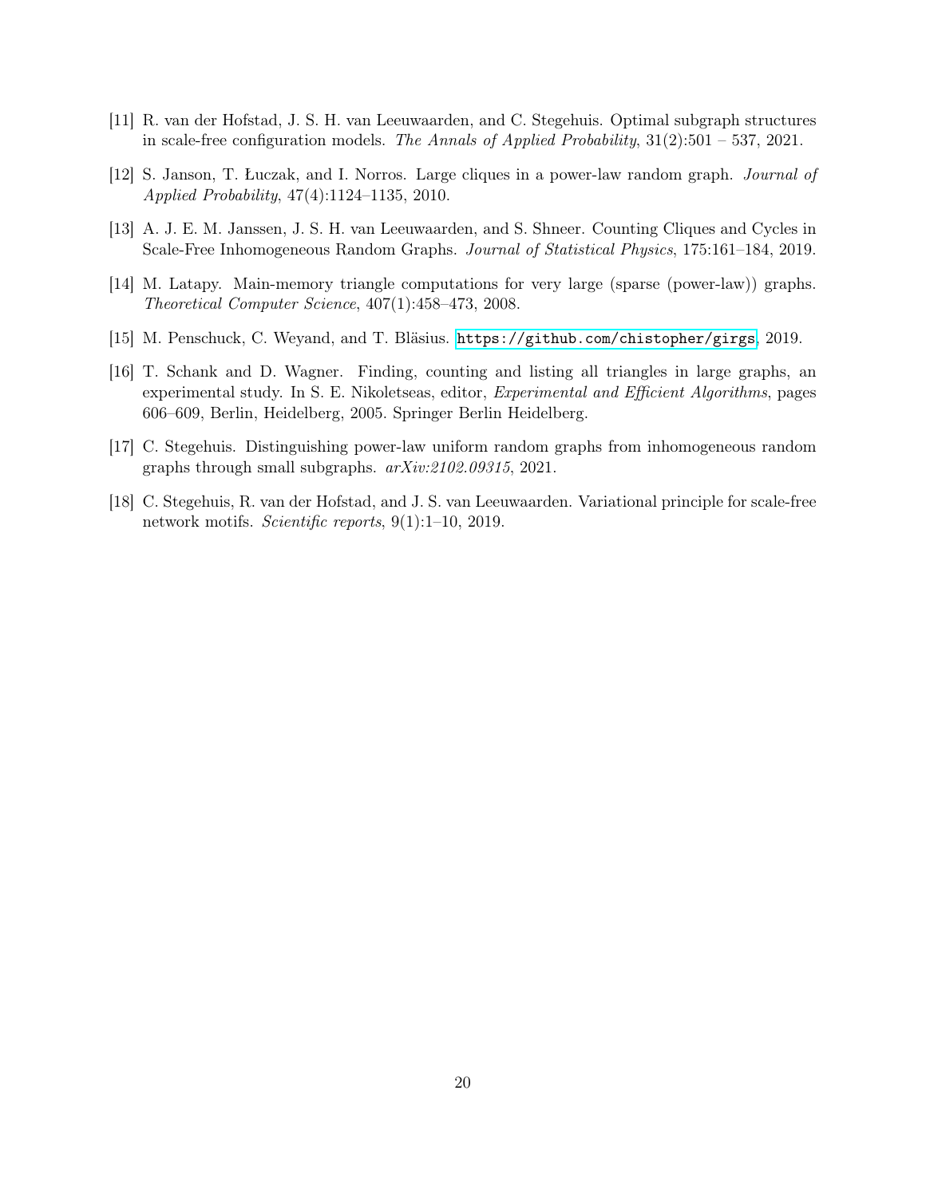[11] R. van der Hofstad, J. S. H. van Leeuwaarden, and C. Stegehuis. Optimal subgraph structures in scale-free configuration models. *The Annals of Applied Probability*, 31(2):501 – 537, 2021.

[12] S. Janson, T. Łuczak, and I. Norros. Large cliques in a power-law random graph. *Journal of Applied Probability*, 47(4):1124–1135, 2010.

[13] A. J. E. M. Janssen, J. S. H. van Leeuwaarden, and S. Shneer. Counting Cliques and Cycles in Scale-Free Inhomogeneous Random Graphs. *Journal of Statistical Physics*, 175:161–184, 2019.

[14] M. Latapy. Main-memory triangle computations for very large (sparse (power-law)) graphs. *Theoretical Computer Science*, 407(1):458–473, 2008.

[15] M. Penschuck, C. Weyand, and T. Bläsius. https://github.com/chistopher/girgs, 2019.

[16] T. Schank and D. Wagner. Finding, counting and listing all triangles in large graphs, an experimental study. In S. E. Nikoletseas, editor, *Experimental and Efficient Algorithms*, pages 606–609, Berlin, Heidelberg, 2005. Springer Berlin Heidelberg.

[17] C. Stegehuis. Distinguishing power-law uniform random graphs from inhomogeneous random graphs through small subgraphs. *arXiv:2102.09315*, 2021.

[18] C. Stegehuis, R. van der Hofstad, and J. S. van Leeuwaarden. Variational principle for scale-free network motifs. *Scientific reports*, 9(1):1–10, 2019.